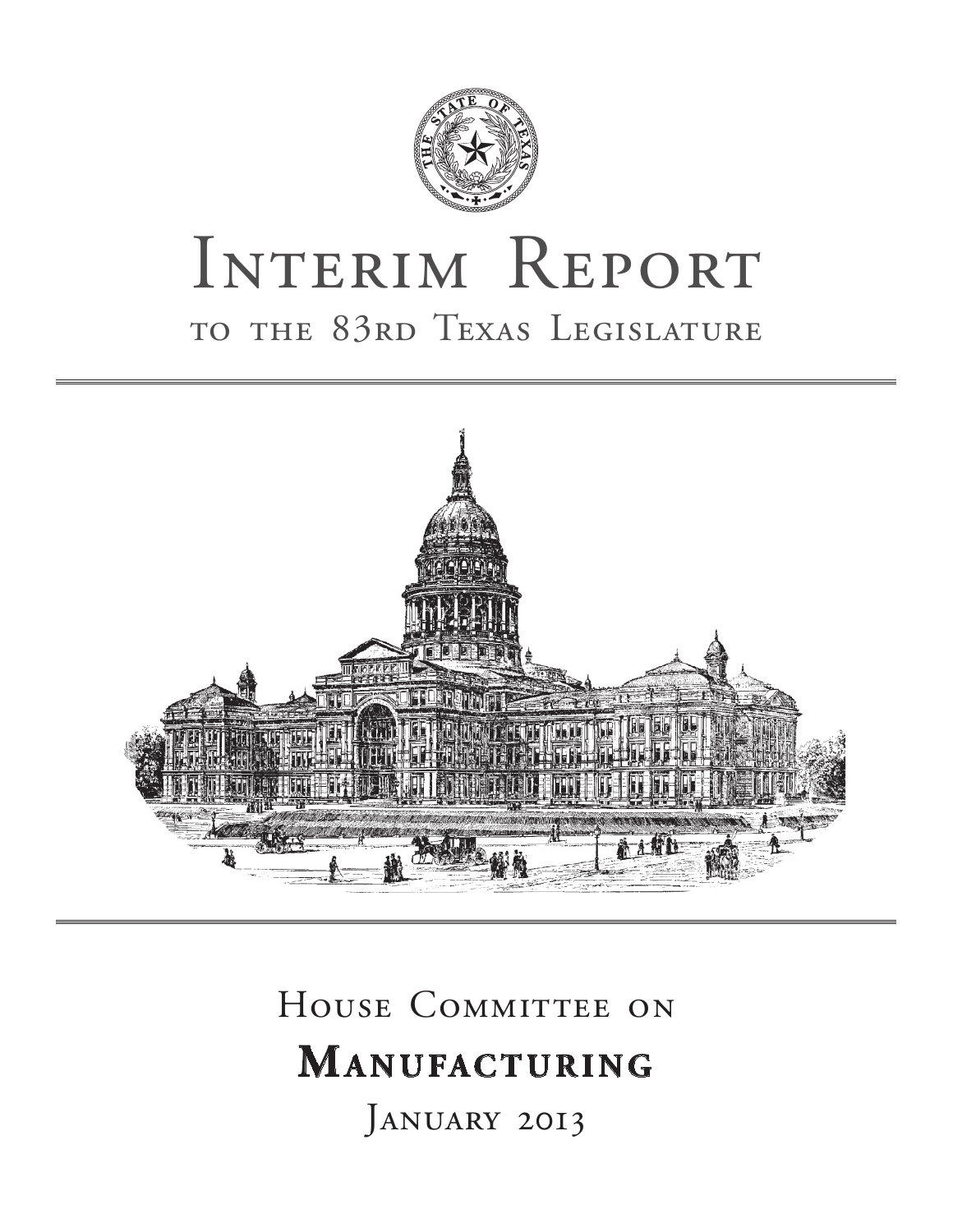# Interim Report

## to the 83rd Texas Legislature

## House Committee on

# Manufacturing

January 2013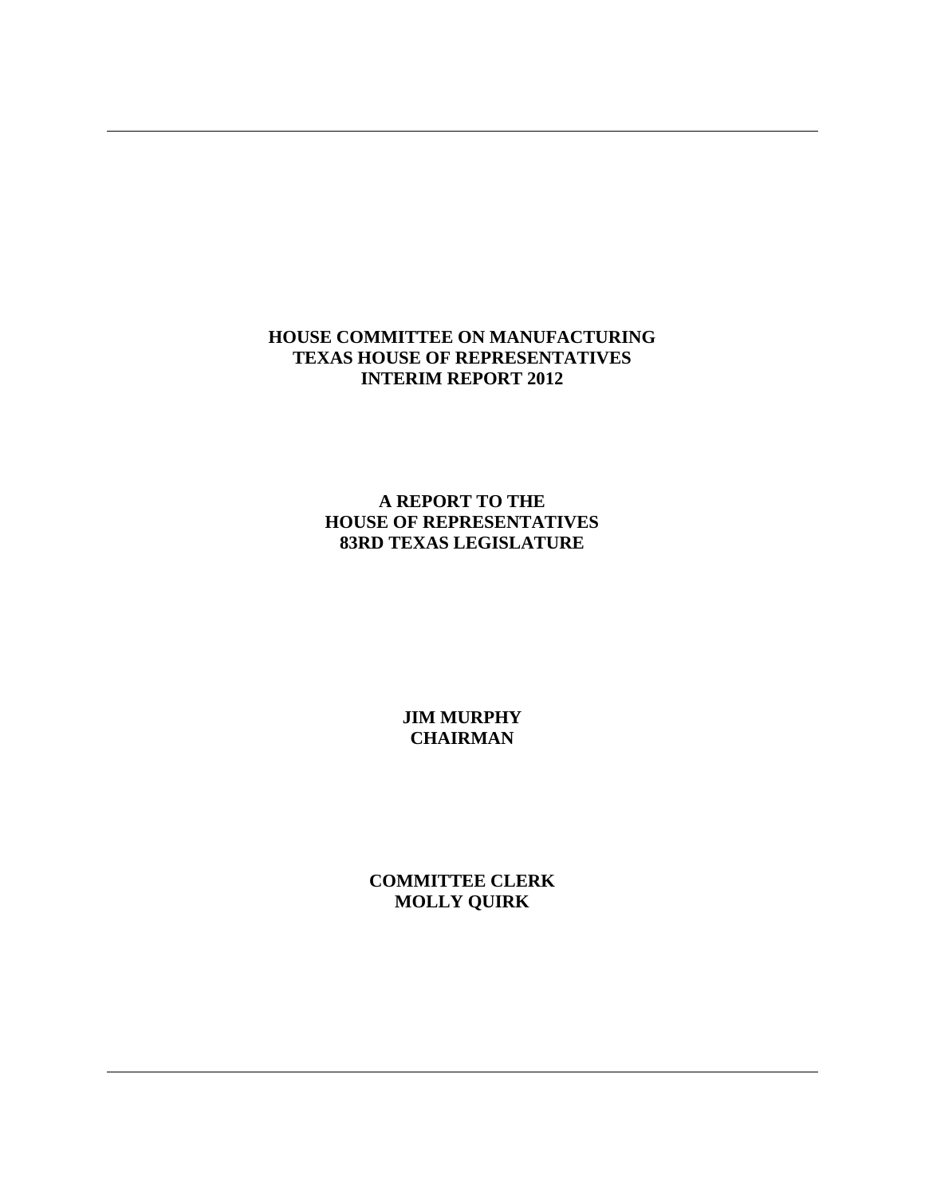**HOUSE COMMITTEE ON MANUFACTURING**
**TEXAS HOUSE OF REPRESENTATIVES**
**INTERIM REPORT 2012**

**A REPORT TO THE**
**HOUSE OF REPRESENTATIVES**
**83RD TEXAS LEGISLATURE**

**JIM MURPHY**
**CHAIRMAN**

**COMMITTEE CLERK**
**MOLLY QUIRK**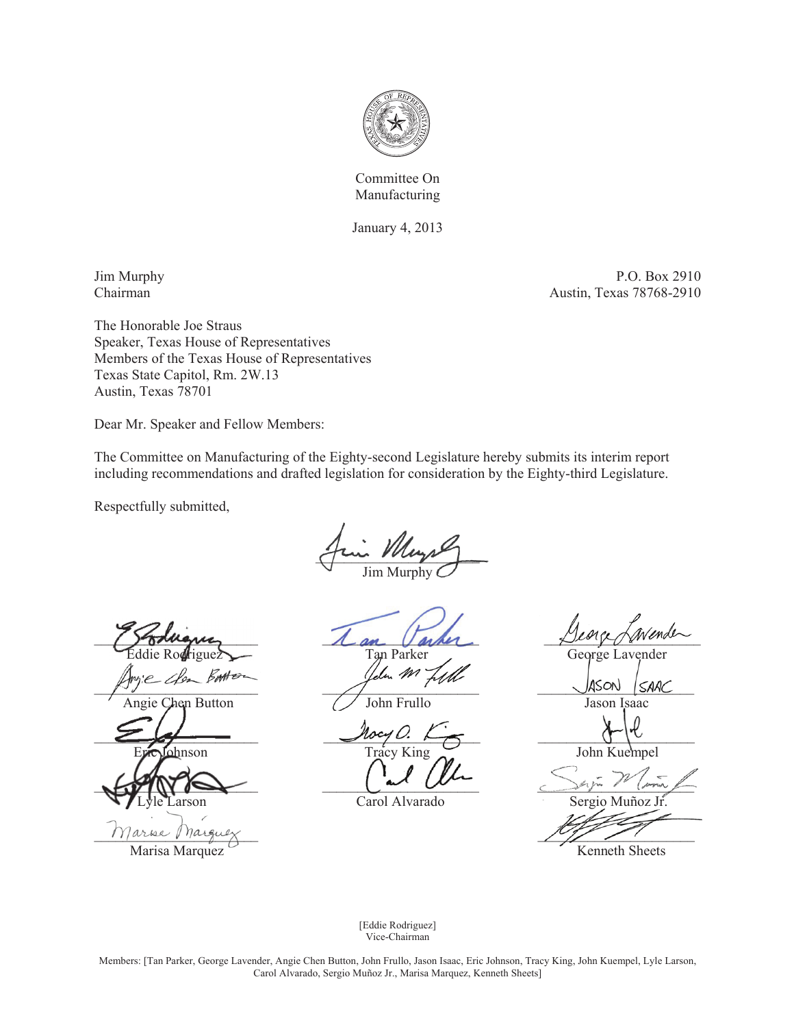Committee On
Manufacturing

January 4, 2013

Jim Murphy
Chairman

P.O. Box 2910
Austin, Texas 78768-2910

The Honorable Joe Straus
Speaker, Texas House of Representatives
Members of the Texas House of Representatives
Texas State Capitol, Rm. 2W.13
Austin, Texas 78701

Dear Mr. Speaker and Fellow Members:

The Committee on Manufacturing of the Eighty-second Legislature hereby submits its interim report including recommendations and drafted legislation for consideration by the Eighty-third Legislature.

Respectfully submitted,

Jim Murphy

Eddie Rodriguez

Tan Parker

George Lavender

Angie Chen Button

John Frullo

Jason Isaac

Eric Johnson

Tracy King

John Kuempel

Lyle Larson

Carol Alvarado

Sergio Muñoz Jr.

Marisa Marquez

Kenneth Sheets

[Eddie Rodriguez]
Vice-Chairman

Members: [Tan Parker, George Lavender, Angie Chen Button, John Frullo, Jason Isaac, Eric Johnson, Tracy King, John Kuempel, Lyle Larson, Carol Alvarado, Sergio Muñoz Jr., Marisa Marquez, Kenneth Sheets]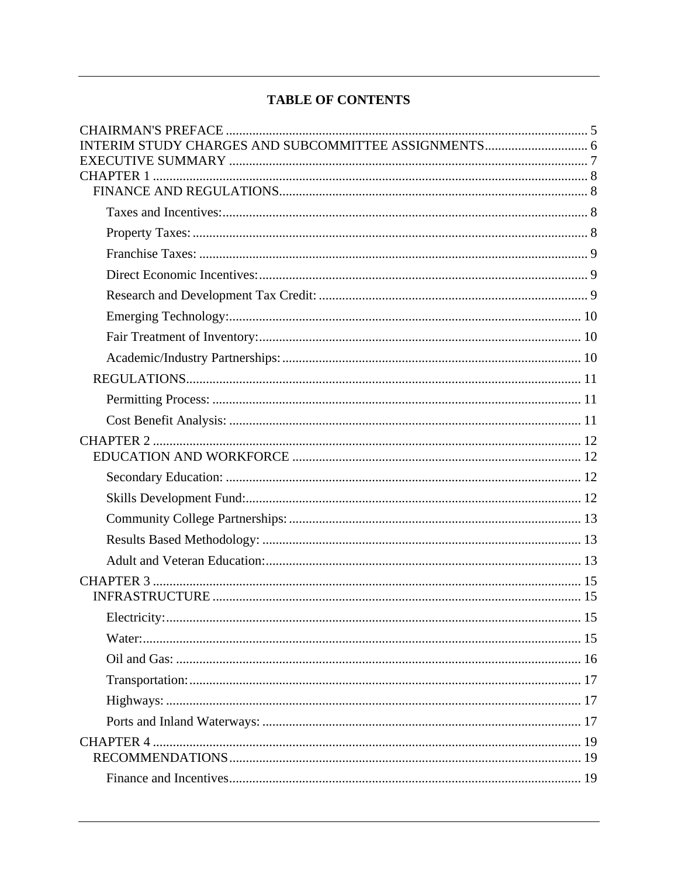## TABLE OF CONTENTS

CHAIRMAN'S PREFACE ............................................................................................................ 5
INTERIM STUDY CHARGES AND SUBCOMMITTEE ASSIGNMENTS ............................... 6
EXECUTIVE SUMMARY ............................................................................................................ 7
CHAPTER 1 .................................................................................................................................. 8
- FINANCE AND REGULATIONS ............................................................................................ 8
  - Taxes and Incentives: ............................................................................................................ 8
  - Property Taxes: ...................................................................................................................... 8
  - Franchise Taxes: .................................................................................................................... 9
  - Direct Economic Incentives: .................................................................................................. 9
  - Research and Development Tax Credit: ................................................................................ 9
  - Emerging Technology: ......................................................................................................... 10
  - Fair Treatment of Inventory: ................................................................................................ 10
  - Academic/Industry Partnerships: ......................................................................................... 10
- REGULATIONS ...................................................................................................................... 11
  - Permitting Process: .............................................................................................................. 11
  - Cost Benefit Analysis: ......................................................................................................... 11

CHAPTER 2 ................................................................................................................................ 12
- EDUCATION AND WORKFORCE ...................................................................................... 12
  - Secondary Education: .......................................................................................................... 12
  - Skills Development Fund: .................................................................................................... 12
  - Community College Partnerships: ....................................................................................... 13
  - Results Based Methodology: ............................................................................................... 13
  - Adult and Veteran Education: .............................................................................................. 13

CHAPTER 3 ................................................................................................................................ 15
- INFRASTRUCTURE .............................................................................................................. 15
  - Electricity: ............................................................................................................................ 15
  - Water: ................................................................................................................................... 15
  - Oil and Gas: ......................................................................................................................... 16
  - Transportation: ..................................................................................................................... 17
  - Highways: ............................................................................................................................ 17
  - Ports and Inland Waterways: ............................................................................................... 17

CHAPTER 4 ................................................................................................................................ 19
- RECOMMENDATIONS ......................................................................................................... 19
  - Finance and Incentives ......................................................................................................... 19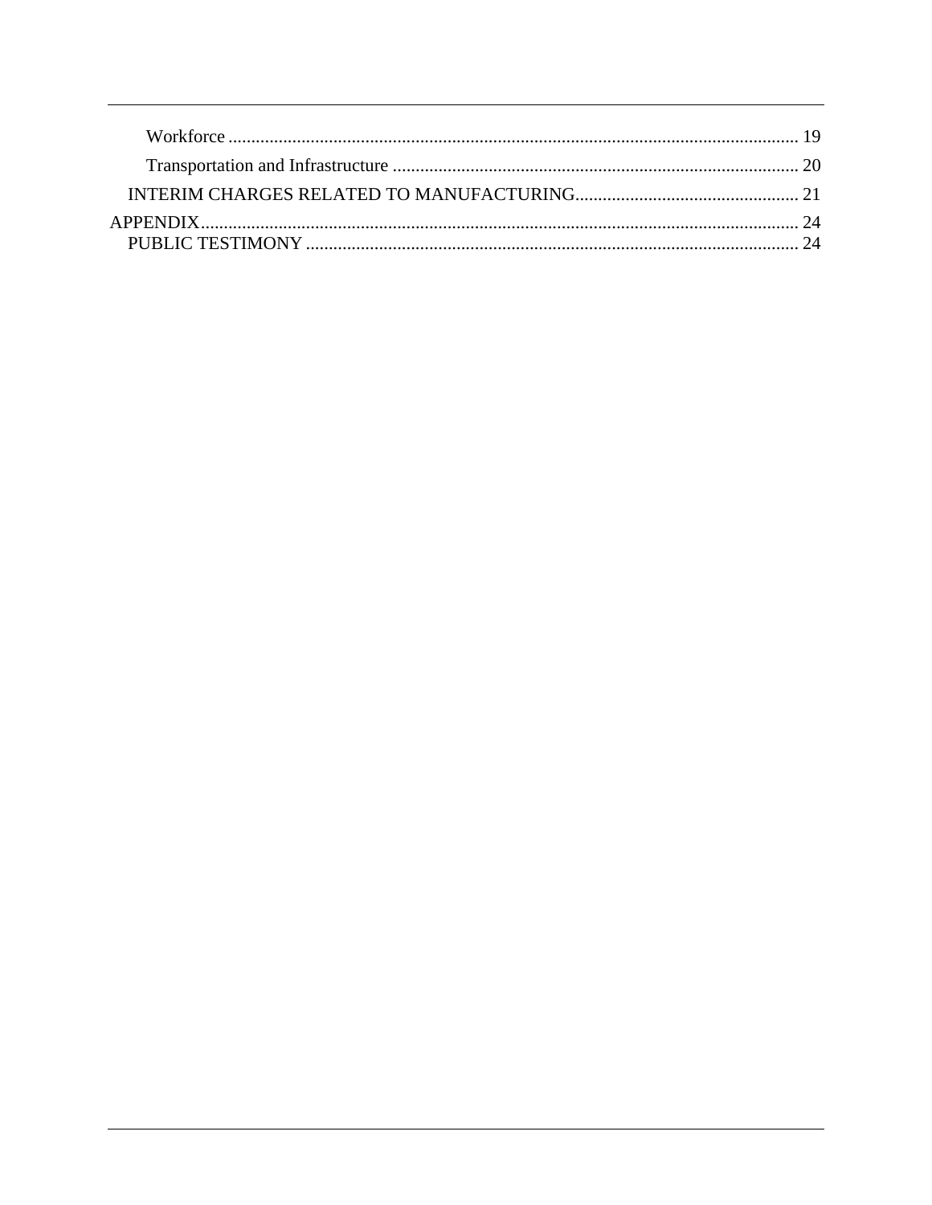Workforce ........................................................................................................................ 19

Transportation and Infrastructure ..................................................................................... 20

INTERIM CHARGES RELATED TO MANUFACTURING................................................. 21

APPENDIX................................................................................................................................. 24

PUBLIC TESTIMONY ............................................................................................................ 24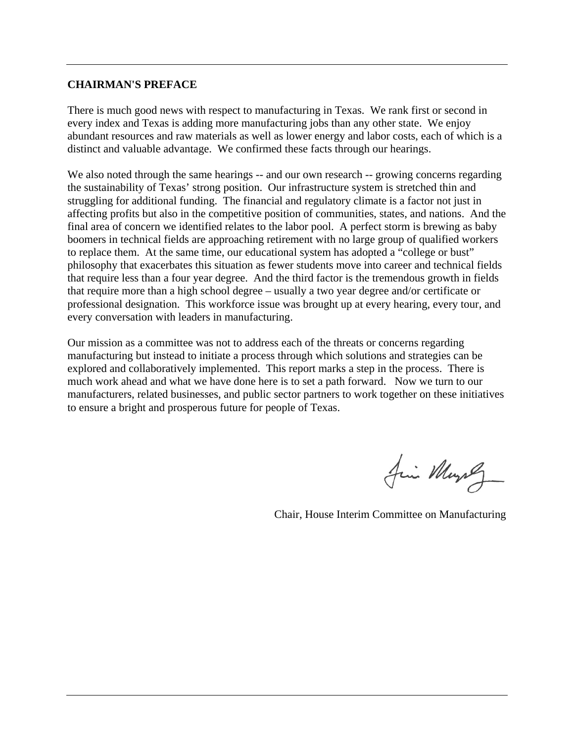## CHAIRMAN'S PREFACE

There is much good news with respect to manufacturing in Texas. We rank first or second in every index and Texas is adding more manufacturing jobs than any other state. We enjoy abundant resources and raw materials as well as lower energy and labor costs, each of which is a distinct and valuable advantage. We confirmed these facts through our hearings.

We also noted through the same hearings -- and our own research -- growing concerns regarding the sustainability of Texas' strong position. Our infrastructure system is stretched thin and struggling for additional funding. The financial and regulatory climate is a factor not just in affecting profits but also in the competitive position of communities, states, and nations. And the final area of concern we identified relates to the labor pool. A perfect storm is brewing as baby boomers in technical fields are approaching retirement with no large group of qualified workers to replace them. At the same time, our educational system has adopted a "college or bust" philosophy that exacerbates this situation as fewer students move into career and technical fields that require less than a four year degree. And the third factor is the tremendous growth in fields that require more than a high school degree – usually a two year degree and/or certificate or professional designation. This workforce issue was brought up at every hearing, every tour, and every conversation with leaders in manufacturing.

Our mission as a committee was not to address each of the threats or concerns regarding manufacturing but instead to initiate a process through which solutions and strategies can be explored and collaboratively implemented. This report marks a step in the process. There is much work ahead and what we have done here is to set a path forward. Now we turn to our manufacturers, related businesses, and public sector partners to work together on these initiatives to ensure a bright and prosperous future for people of Texas.

Chair, House Interim Committee on Manufacturing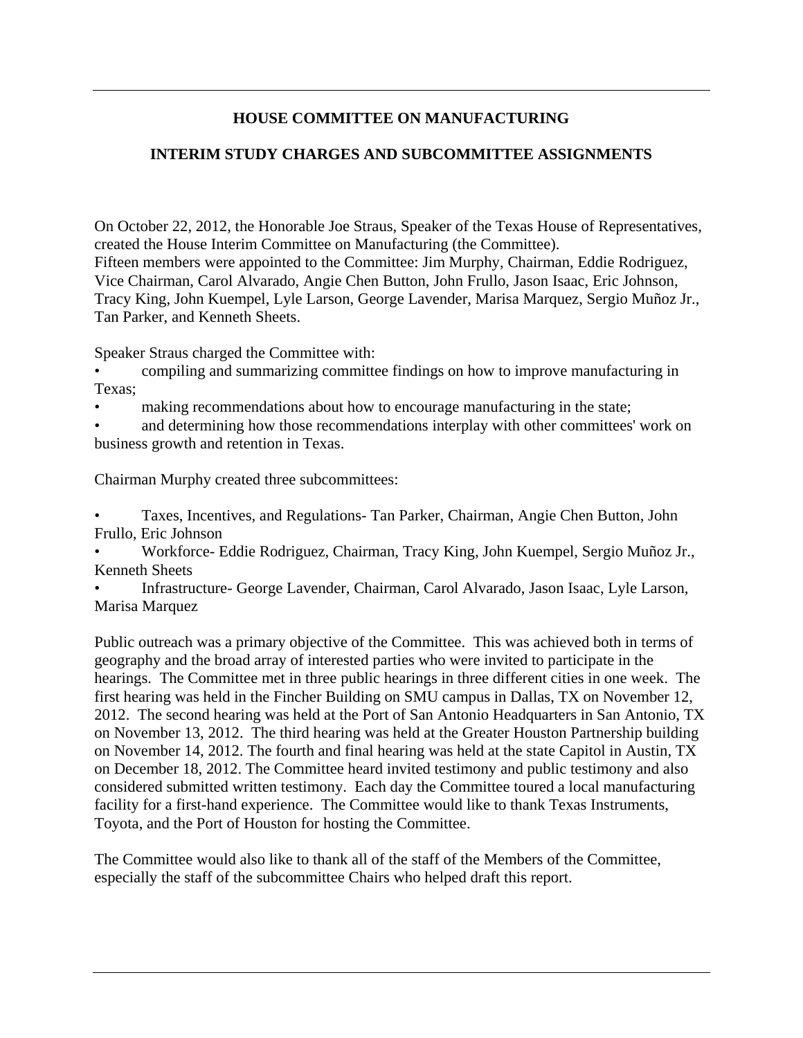## HOUSE COMMITTEE ON MANUFACTURING

## INTERIM STUDY CHARGES AND SUBCOMMITTEE ASSIGNMENTS

On October 22, 2012, the Honorable Joe Straus, Speaker of the Texas House of Representatives, created the House Interim Committee on Manufacturing (the Committee).
Fifteen members were appointed to the Committee: Jim Murphy, Chairman, Eddie Rodriguez, Vice Chairman, Carol Alvarado, Angie Chen Button, John Frullo, Jason Isaac, Eric Johnson, Tracy King, John Kuempel, Lyle Larson, George Lavender, Marisa Marquez, Sergio Muñoz Jr., Tan Parker, and Kenneth Sheets.

Speaker Straus charged the Committee with:

- compiling and summarizing committee findings on how to improve manufacturing in Texas;
- making recommendations about how to encourage manufacturing in the state;
- and determining how those recommendations interplay with other committees' work on business growth and retention in Texas.

Chairman Murphy created three subcommittees:

- Taxes, Incentives, and Regulations- Tan Parker, Chairman, Angie Chen Button, John Frullo, Eric Johnson
- Workforce- Eddie Rodriguez, Chairman, Tracy King, John Kuempel, Sergio Muñoz Jr., Kenneth Sheets
- Infrastructure- George Lavender, Chairman, Carol Alvarado, Jason Isaac, Lyle Larson, Marisa Marquez

Public outreach was a primary objective of the Committee. This was achieved both in terms of geography and the broad array of interested parties who were invited to participate in the hearings. The Committee met in three public hearings in three different cities in one week. The first hearing was held in the Fincher Building on SMU campus in Dallas, TX on November 12, 2012. The second hearing was held at the Port of San Antonio Headquarters in San Antonio, TX on November 13, 2012. The third hearing was held at the Greater Houston Partnership building on November 14, 2012. The fourth and final hearing was held at the state Capitol in Austin, TX on December 18, 2012. The Committee heard invited testimony and public testimony and also considered submitted written testimony. Each day the Committee toured a local manufacturing facility for a first-hand experience. The Committee would like to thank Texas Instruments, Toyota, and the Port of Houston for hosting the Committee.

The Committee would also like to thank all of the staff of the Members of the Committee, especially the staff of the subcommittee Chairs who helped draft this report.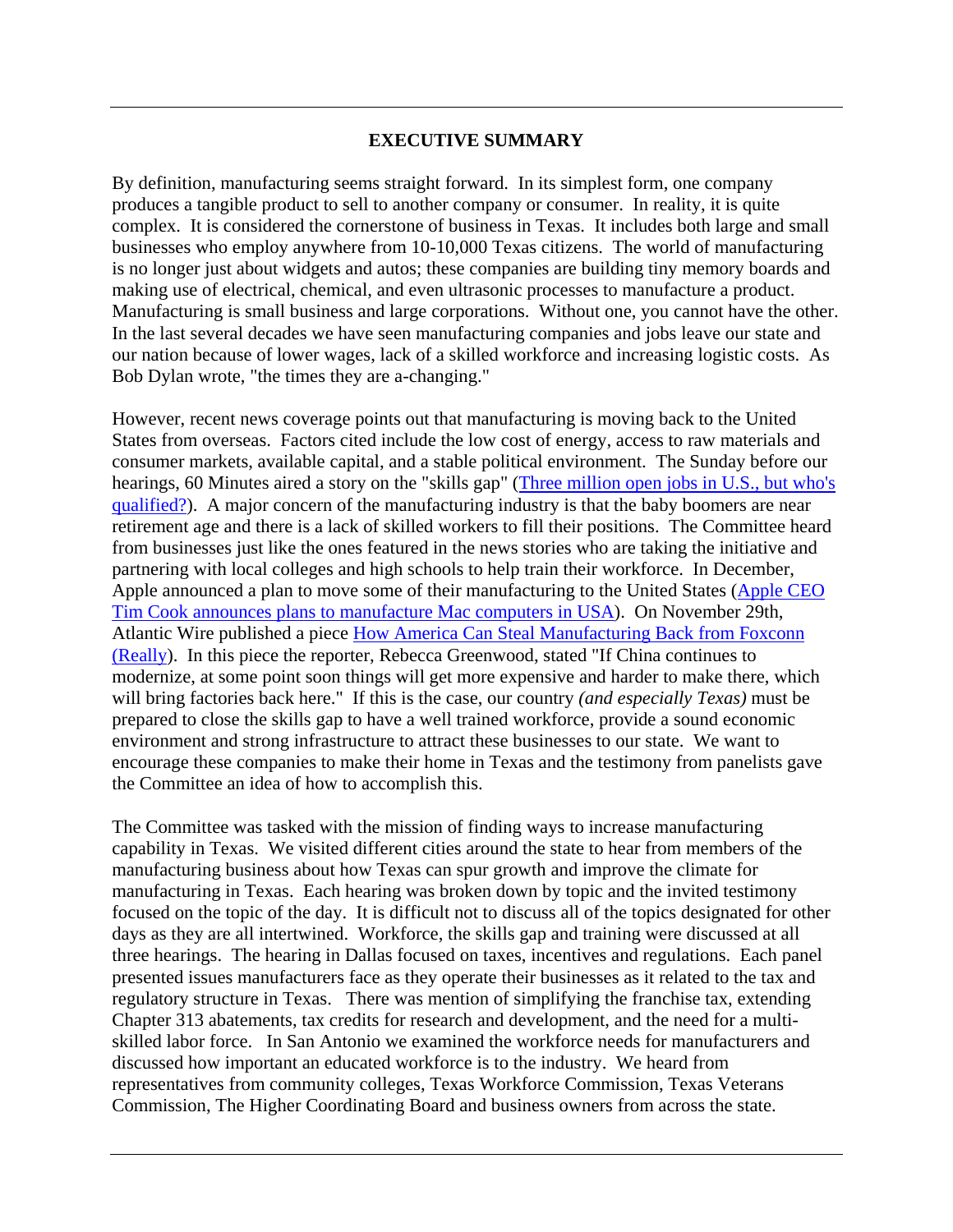## EXECUTIVE SUMMARY

By definition, manufacturing seems straight forward. In its simplest form, one company produces a tangible product to sell to another company or consumer. In reality, it is quite complex. It is considered the cornerstone of business in Texas. It includes both large and small businesses who employ anywhere from 10-10,000 Texas citizens. The world of manufacturing is no longer just about widgets and autos; these companies are building tiny memory boards and making use of electrical, chemical, and even ultrasonic processes to manufacture a product. Manufacturing is small business and large corporations. Without one, you cannot have the other. In the last several decades we have seen manufacturing companies and jobs leave our state and our nation because of lower wages, lack of a skilled workforce and increasing logistic costs. As Bob Dylan wrote, "the times they are a-changing."

However, recent news coverage points out that manufacturing is moving back to the United States from overseas. Factors cited include the low cost of energy, access to raw materials and consumer markets, available capital, and a stable political environment. The Sunday before our hearings, 60 Minutes aired a story on the "skills gap" (Three million open jobs in U.S., but who's qualified?). A major concern of the manufacturing industry is that the baby boomers are near retirement age and there is a lack of skilled workers to fill their positions. The Committee heard from businesses just like the ones featured in the news stories who are taking the initiative and partnering with local colleges and high schools to help train their workforce. In December, Apple announced a plan to move some of their manufacturing to the United States (Apple CEO Tim Cook announces plans to manufacture Mac computers in USA). On November 29th, Atlantic Wire published a piece How America Can Steal Manufacturing Back from Foxconn (Really). In this piece the reporter, Rebecca Greenwood, stated "If China continues to modernize, at some point soon things will get more expensive and harder to make there, which will bring factories back here." If this is the case, our country *(and especially Texas)* must be prepared to close the skills gap to have a well trained workforce, provide a sound economic environment and strong infrastructure to attract these businesses to our state. We want to encourage these companies to make their home in Texas and the testimony from panelists gave the Committee an idea of how to accomplish this.

The Committee was tasked with the mission of finding ways to increase manufacturing capability in Texas. We visited different cities around the state to hear from members of the manufacturing business about how Texas can spur growth and improve the climate for manufacturing in Texas. Each hearing was broken down by topic and the invited testimony focused on the topic of the day. It is difficult not to discuss all of the topics designated for other days as they are all intertwined. Workforce, the skills gap and training were discussed at all three hearings. The hearing in Dallas focused on taxes, incentives and regulations. Each panel presented issues manufacturers face as they operate their businesses as it related to the tax and regulatory structure in Texas. There was mention of simplifying the franchise tax, extending Chapter 313 abatements, tax credits for research and development, and the need for a multi-skilled labor force. In San Antonio we examined the workforce needs for manufacturers and discussed how important an educated workforce is to the industry. We heard from representatives from community colleges, Texas Workforce Commission, Texas Veterans Commission, The Higher Coordinating Board and business owners from across the state.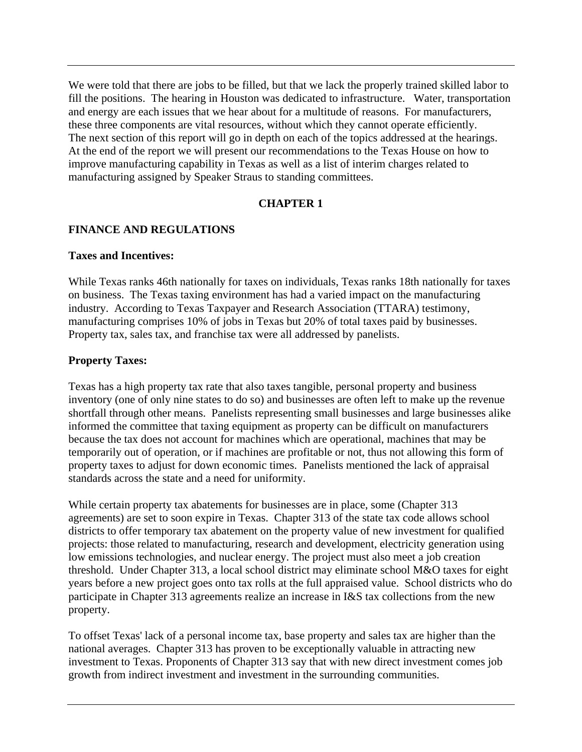We were told that there are jobs to be filled, but that we lack the properly trained skilled labor to fill the positions. The hearing in Houston was dedicated to infrastructure. Water, transportation and energy are each issues that we hear about for a multitude of reasons. For manufacturers, these three components are vital resources, without which they cannot operate efficiently. The next section of this report will go in depth on each of the topics addressed at the hearings. At the end of the report we will present our recommendations to the Texas House on how to improve manufacturing capability in Texas as well as a list of interim charges related to manufacturing assigned by Speaker Straus to standing committees.

# CHAPTER 1

## FINANCE AND REGULATIONS

### Taxes and Incentives:

While Texas ranks 46th nationally for taxes on individuals, Texas ranks 18th nationally for taxes on business. The Texas taxing environment has had a varied impact on the manufacturing industry. According to Texas Taxpayer and Research Association (TTARA) testimony, manufacturing comprises 10% of jobs in Texas but 20% of total taxes paid by businesses. Property tax, sales tax, and franchise tax were all addressed by panelists.

### Property Taxes:

Texas has a high property tax rate that also taxes tangible, personal property and business inventory (one of only nine states to do so) and businesses are often left to make up the revenue shortfall through other means. Panelists representing small businesses and large businesses alike informed the committee that taxing equipment as property can be difficult on manufacturers because the tax does not account for machines which are operational, machines that may be temporarily out of operation, or if machines are profitable or not, thus not allowing this form of property taxes to adjust for down economic times. Panelists mentioned the lack of appraisal standards across the state and a need for uniformity.

While certain property tax abatements for businesses are in place, some (Chapter 313 agreements) are set to soon expire in Texas. Chapter 313 of the state tax code allows school districts to offer temporary tax abatement on the property value of new investment for qualified projects: those related to manufacturing, research and development, electricity generation using low emissions technologies, and nuclear energy. The project must also meet a job creation threshold. Under Chapter 313, a local school district may eliminate school M&O taxes for eight years before a new project goes onto tax rolls at the full appraised value. School districts who do participate in Chapter 313 agreements realize an increase in I&S tax collections from the new property.

To offset Texas' lack of a personal income tax, base property and sales tax are higher than the national averages. Chapter 313 has proven to be exceptionally valuable in attracting new investment to Texas. Proponents of Chapter 313 say that with new direct investment comes job growth from indirect investment and investment in the surrounding communities.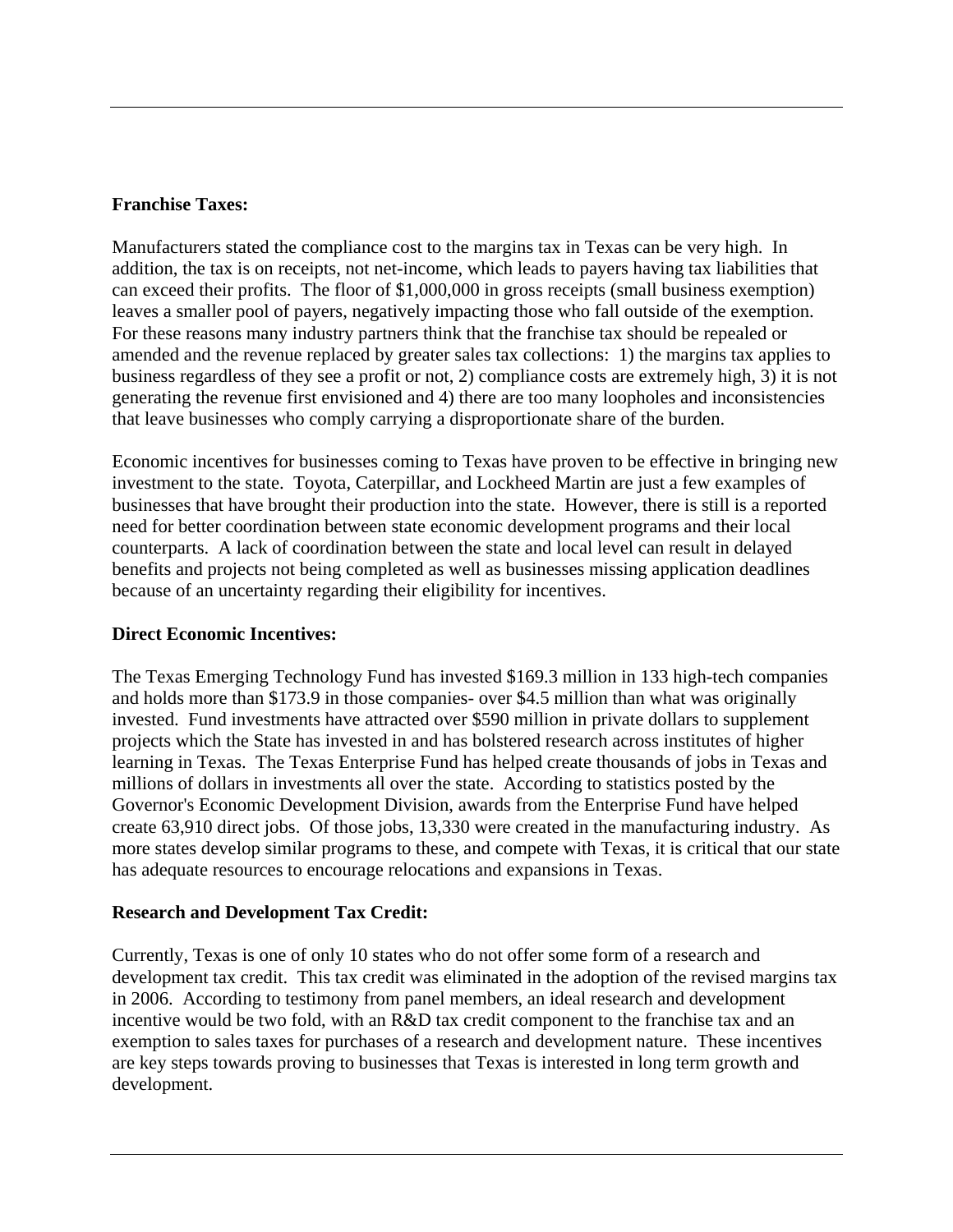**Franchise Taxes:**

Manufacturers stated the compliance cost to the margins tax in Texas can be very high. In addition, the tax is on receipts, not net-income, which leads to payers having tax liabilities that can exceed their profits. The floor of $1,000,000 in gross receipts (small business exemption) leaves a smaller pool of payers, negatively impacting those who fall outside of the exemption. For these reasons many industry partners think that the franchise tax should be repealed or amended and the revenue replaced by greater sales tax collections: 1) the margins tax applies to business regardless of they see a profit or not, 2) compliance costs are extremely high, 3) it is not generating the revenue first envisioned and 4) there are too many loopholes and inconsistencies that leave businesses who comply carrying a disproportionate share of the burden.

Economic incentives for businesses coming to Texas have proven to be effective in bringing new investment to the state. Toyota, Caterpillar, and Lockheed Martin are just a few examples of businesses that have brought their production into the state. However, there is still is a reported need for better coordination between state economic development programs and their local counterparts. A lack of coordination between the state and local level can result in delayed benefits and projects not being completed as well as businesses missing application deadlines because of an uncertainty regarding their eligibility for incentives.

**Direct Economic Incentives:**

The Texas Emerging Technology Fund has invested $169.3 million in 133 high-tech companies and holds more than $173.9 in those companies- over $4.5 million than what was originally invested. Fund investments have attracted over $590 million in private dollars to supplement projects which the State has invested in and has bolstered research across institutes of higher learning in Texas. The Texas Enterprise Fund has helped create thousands of jobs in Texas and millions of dollars in investments all over the state. According to statistics posted by the Governor's Economic Development Division, awards from the Enterprise Fund have helped create 63,910 direct jobs. Of those jobs, 13,330 were created in the manufacturing industry. As more states develop similar programs to these, and compete with Texas, it is critical that our state has adequate resources to encourage relocations and expansions in Texas.

**Research and Development Tax Credit:**

Currently, Texas is one of only 10 states who do not offer some form of a research and development tax credit. This tax credit was eliminated in the adoption of the revised margins tax in 2006. According to testimony from panel members, an ideal research and development incentive would be two fold, with an R&D tax credit component to the franchise tax and an exemption to sales taxes for purchases of a research and development nature. These incentives are key steps towards proving to businesses that Texas is interested in long term growth and development.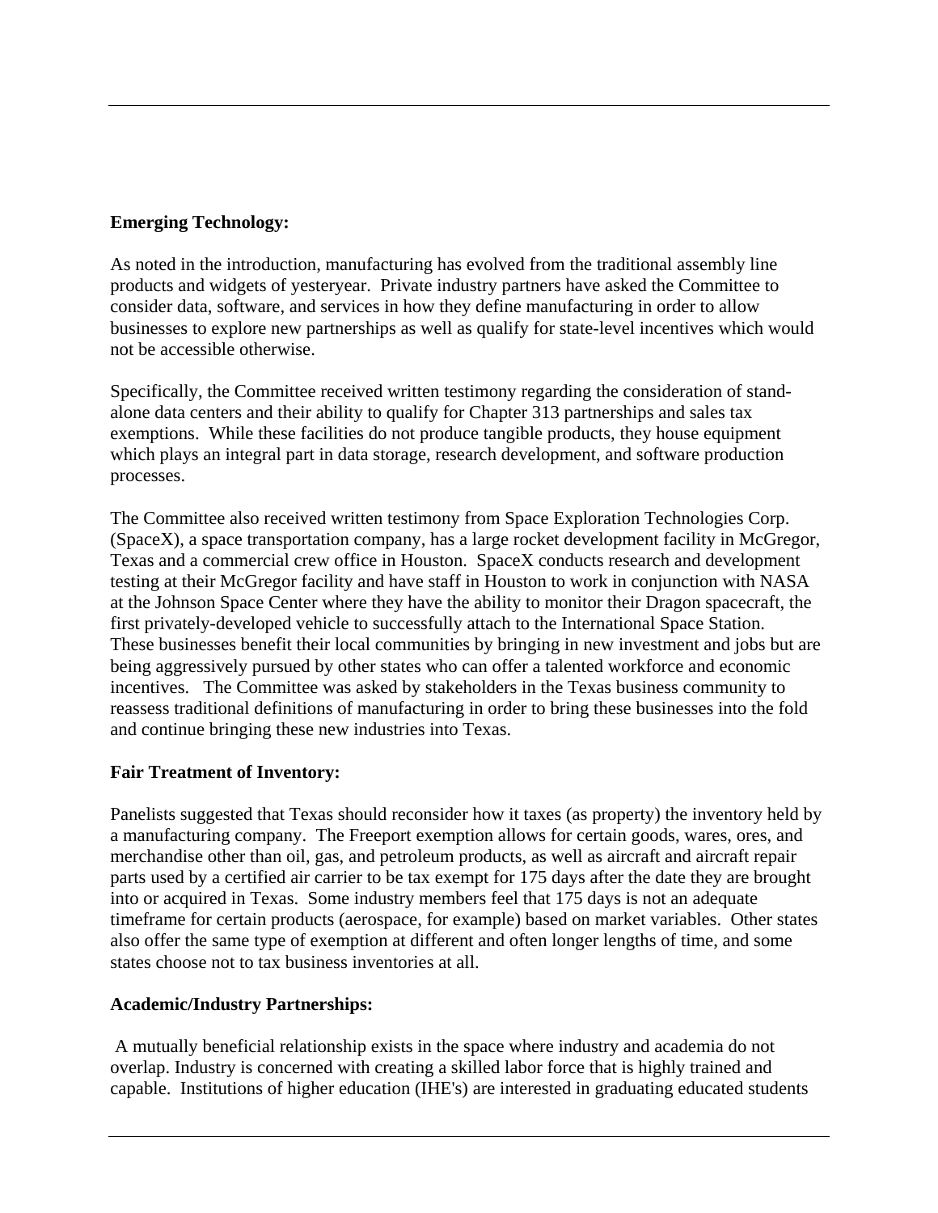**Emerging Technology:**

As noted in the introduction, manufacturing has evolved from the traditional assembly line products and widgets of yesteryear. Private industry partners have asked the Committee to consider data, software, and services in how they define manufacturing in order to allow businesses to explore new partnerships as well as qualify for state-level incentives which would not be accessible otherwise.

Specifically, the Committee received written testimony regarding the consideration of stand-alone data centers and their ability to qualify for Chapter 313 partnerships and sales tax exemptions. While these facilities do not produce tangible products, they house equipment which plays an integral part in data storage, research development, and software production processes.

The Committee also received written testimony from Space Exploration Technologies Corp. (SpaceX), a space transportation company, has a large rocket development facility in McGregor, Texas and a commercial crew office in Houston. SpaceX conducts research and development testing at their McGregor facility and have staff in Houston to work in conjunction with NASA at the Johnson Space Center where they have the ability to monitor their Dragon spacecraft, the first privately-developed vehicle to successfully attach to the International Space Station. These businesses benefit their local communities by bringing in new investment and jobs but are being aggressively pursued by other states who can offer a talented workforce and economic incentives. The Committee was asked by stakeholders in the Texas business community to reassess traditional definitions of manufacturing in order to bring these businesses into the fold and continue bringing these new industries into Texas.

**Fair Treatment of Inventory:**

Panelists suggested that Texas should reconsider how it taxes (as property) the inventory held by a manufacturing company. The Freeport exemption allows for certain goods, wares, ores, and merchandise other than oil, gas, and petroleum products, as well as aircraft and aircraft repair parts used by a certified air carrier to be tax exempt for 175 days after the date they are brought into or acquired in Texas. Some industry members feel that 175 days is not an adequate timeframe for certain products (aerospace, for example) based on market variables. Other states also offer the same type of exemption at different and often longer lengths of time, and some states choose not to tax business inventories at all.

**Academic/Industry Partnerships:**

A mutually beneficial relationship exists in the space where industry and academia do not overlap. Industry is concerned with creating a skilled labor force that is highly trained and capable. Institutions of higher education (IHE's) are interested in graduating educated students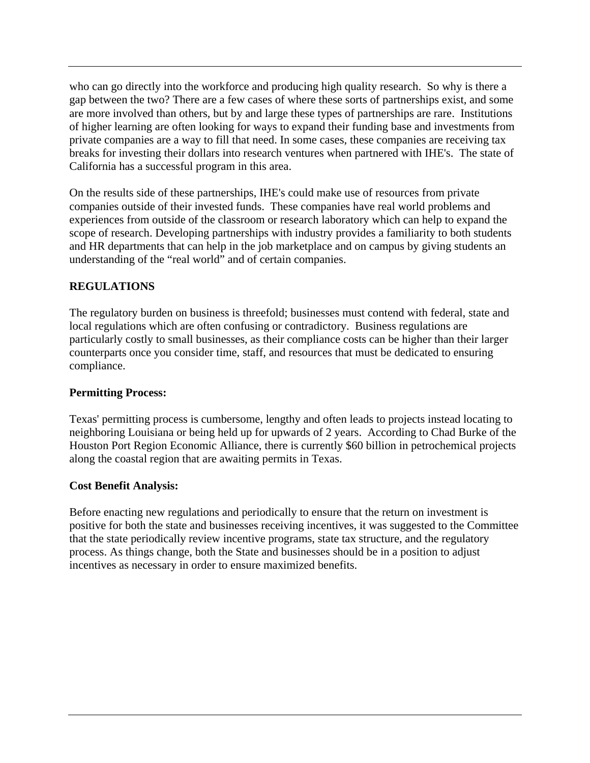who can go directly into the workforce and producing high quality research. So why is there a gap between the two? There are a few cases of where these sorts of partnerships exist, and some are more involved than others, but by and large these types of partnerships are rare. Institutions of higher learning are often looking for ways to expand their funding base and investments from private companies are a way to fill that need. In some cases, these companies are receiving tax breaks for investing their dollars into research ventures when partnered with IHE's. The state of California has a successful program in this area.

On the results side of these partnerships, IHE's could make use of resources from private companies outside of their invested funds. These companies have real world problems and experiences from outside of the classroom or research laboratory which can help to expand the scope of research. Developing partnerships with industry provides a familiarity to both students and HR departments that can help in the job marketplace and on campus by giving students an understanding of the "real world" and of certain companies.

## REGULATIONS

The regulatory burden on business is threefold; businesses must contend with federal, state and local regulations which are often confusing or contradictory. Business regulations are particularly costly to small businesses, as their compliance costs can be higher than their larger counterparts once you consider time, staff, and resources that must be dedicated to ensuring compliance.

### Permitting Process:

Texas' permitting process is cumbersome, lengthy and often leads to projects instead locating to neighboring Louisiana or being held up for upwards of 2 years. According to Chad Burke of the Houston Port Region Economic Alliance, there is currently $60 billion in petrochemical projects along the coastal region that are awaiting permits in Texas.

### Cost Benefit Analysis:

Before enacting new regulations and periodically to ensure that the return on investment is positive for both the state and businesses receiving incentives, it was suggested to the Committee that the state periodically review incentive programs, state tax structure, and the regulatory process. As things change, both the State and businesses should be in a position to adjust incentives as necessary in order to ensure maximized benefits.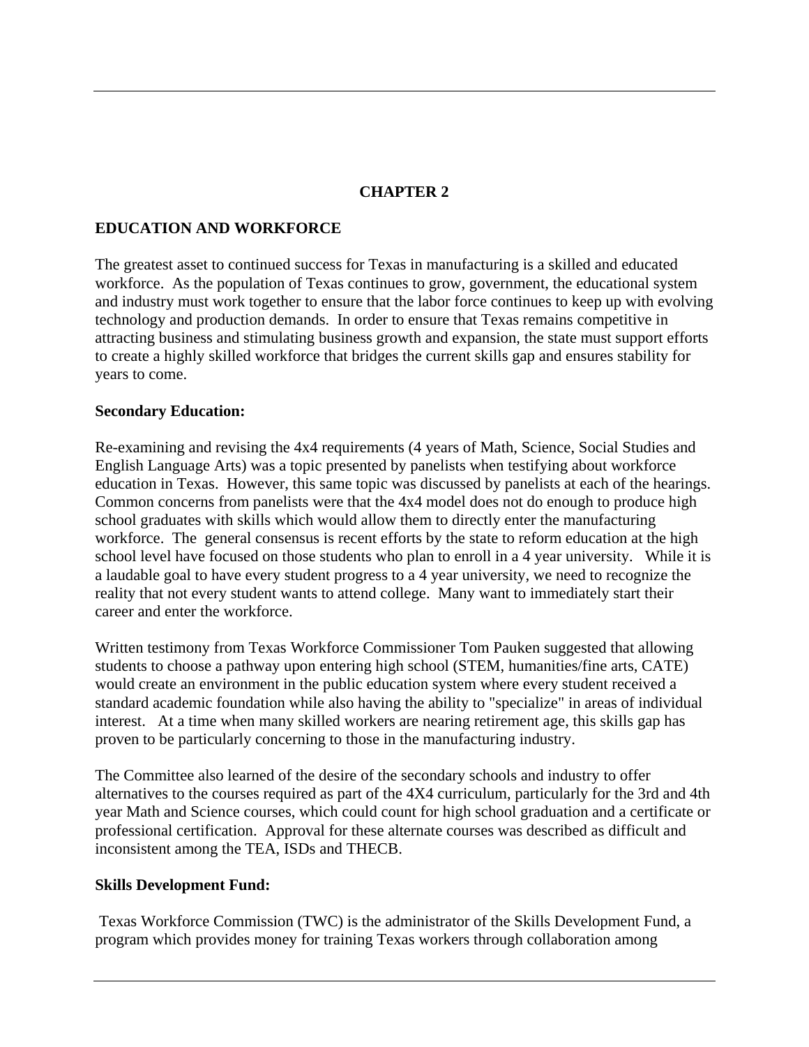# CHAPTER 2

## EDUCATION AND WORKFORCE

The greatest asset to continued success for Texas in manufacturing is a skilled and educated workforce. As the population of Texas continues to grow, government, the educational system and industry must work together to ensure that the labor force continues to keep up with evolving technology and production demands. In order to ensure that Texas remains competitive in attracting business and stimulating business growth and expansion, the state must support efforts to create a highly skilled workforce that bridges the current skills gap and ensures stability for years to come.

### Secondary Education:

Re-examining and revising the 4x4 requirements (4 years of Math, Science, Social Studies and English Language Arts) was a topic presented by panelists when testifying about workforce education in Texas. However, this same topic was discussed by panelists at each of the hearings. Common concerns from panelists were that the 4x4 model does not do enough to produce high school graduates with skills which would allow them to directly enter the manufacturing workforce. The general consensus is recent efforts by the state to reform education at the high school level have focused on those students who plan to enroll in a 4 year university. While it is a laudable goal to have every student progress to a 4 year university, we need to recognize the reality that not every student wants to attend college. Many want to immediately start their career and enter the workforce.

Written testimony from Texas Workforce Commissioner Tom Pauken suggested that allowing students to choose a pathway upon entering high school (STEM, humanities/fine arts, CATE) would create an environment in the public education system where every student received a standard academic foundation while also having the ability to "specialize" in areas of individual interest. At a time when many skilled workers are nearing retirement age, this skills gap has proven to be particularly concerning to those in the manufacturing industry.

The Committee also learned of the desire of the secondary schools and industry to offer alternatives to the courses required as part of the 4X4 curriculum, particularly for the 3rd and 4th year Math and Science courses, which could count for high school graduation and a certificate or professional certification. Approval for these alternate courses was described as difficult and inconsistent among the TEA, ISDs and THECB.

### Skills Development Fund:

Texas Workforce Commission (TWC) is the administrator of the Skills Development Fund, a program which provides money for training Texas workers through collaboration among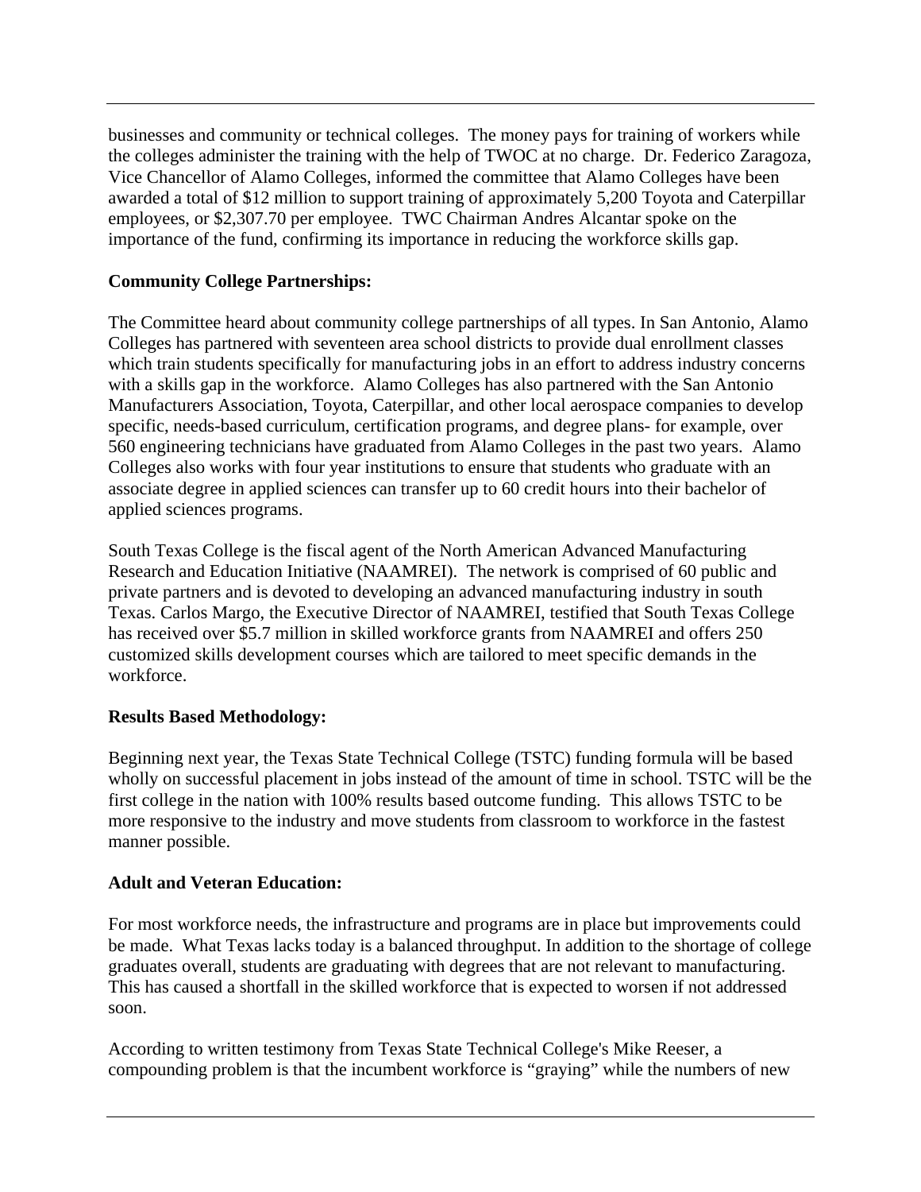businesses and community or technical colleges. The money pays for training of workers while the colleges administer the training with the help of TWOC at no charge. Dr. Federico Zaragoza, Vice Chancellor of Alamo Colleges, informed the committee that Alamo Colleges have been awarded a total of $12 million to support training of approximately 5,200 Toyota and Caterpillar employees, or $2,307.70 per employee. TWC Chairman Andres Alcantar spoke on the importance of the fund, confirming its importance in reducing the workforce skills gap.

**Community College Partnerships:**

The Committee heard about community college partnerships of all types. In San Antonio, Alamo Colleges has partnered with seventeen area school districts to provide dual enrollment classes which train students specifically for manufacturing jobs in an effort to address industry concerns with a skills gap in the workforce. Alamo Colleges has also partnered with the San Antonio Manufacturers Association, Toyota, Caterpillar, and other local aerospace companies to develop specific, needs-based curriculum, certification programs, and degree plans- for example, over 560 engineering technicians have graduated from Alamo Colleges in the past two years. Alamo Colleges also works with four year institutions to ensure that students who graduate with an associate degree in applied sciences can transfer up to 60 credit hours into their bachelor of applied sciences programs.

South Texas College is the fiscal agent of the North American Advanced Manufacturing Research and Education Initiative (NAAMREI). The network is comprised of 60 public and private partners and is devoted to developing an advanced manufacturing industry in south Texas. Carlos Margo, the Executive Director of NAAMREI, testified that South Texas College has received over $5.7 million in skilled workforce grants from NAAMREI and offers 250 customized skills development courses which are tailored to meet specific demands in the workforce.

**Results Based Methodology:**

Beginning next year, the Texas State Technical College (TSTC) funding formula will be based wholly on successful placement in jobs instead of the amount of time in school. TSTC will be the first college in the nation with 100% results based outcome funding. This allows TSTC to be more responsive to the industry and move students from classroom to workforce in the fastest manner possible.

**Adult and Veteran Education:**

For most workforce needs, the infrastructure and programs are in place but improvements could be made. What Texas lacks today is a balanced throughput. In addition to the shortage of college graduates overall, students are graduating with degrees that are not relevant to manufacturing. This has caused a shortfall in the skilled workforce that is expected to worsen if not addressed soon.

According to written testimony from Texas State Technical College's Mike Reeser, a compounding problem is that the incumbent workforce is "graying" while the numbers of new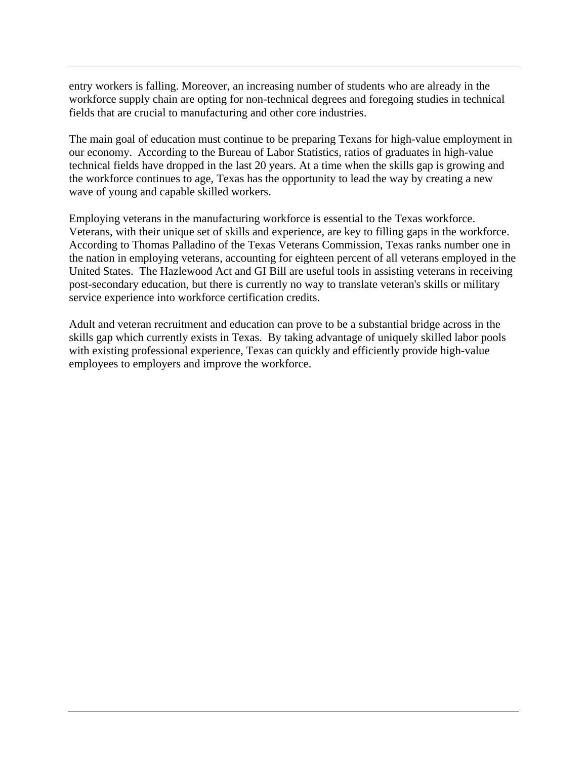entry workers is falling. Moreover, an increasing number of students who are already in the workforce supply chain are opting for non-technical degrees and foregoing studies in technical fields that are crucial to manufacturing and other core industries.

The main goal of education must continue to be preparing Texans for high-value employment in our economy. According to the Bureau of Labor Statistics, ratios of graduates in high-value technical fields have dropped in the last 20 years. At a time when the skills gap is growing and the workforce continues to age, Texas has the opportunity to lead the way by creating a new wave of young and capable skilled workers.

Employing veterans in the manufacturing workforce is essential to the Texas workforce. Veterans, with their unique set of skills and experience, are key to filling gaps in the workforce. According to Thomas Palladino of the Texas Veterans Commission, Texas ranks number one in the nation in employing veterans, accounting for eighteen percent of all veterans employed in the United States. The Hazlewood Act and GI Bill are useful tools in assisting veterans in receiving post-secondary education, but there is currently no way to translate veteran's skills or military service experience into workforce certification credits.

Adult and veteran recruitment and education can prove to be a substantial bridge across in the skills gap which currently exists in Texas. By taking advantage of uniquely skilled labor pools with existing professional experience, Texas can quickly and efficiently provide high-value employees to employers and improve the workforce.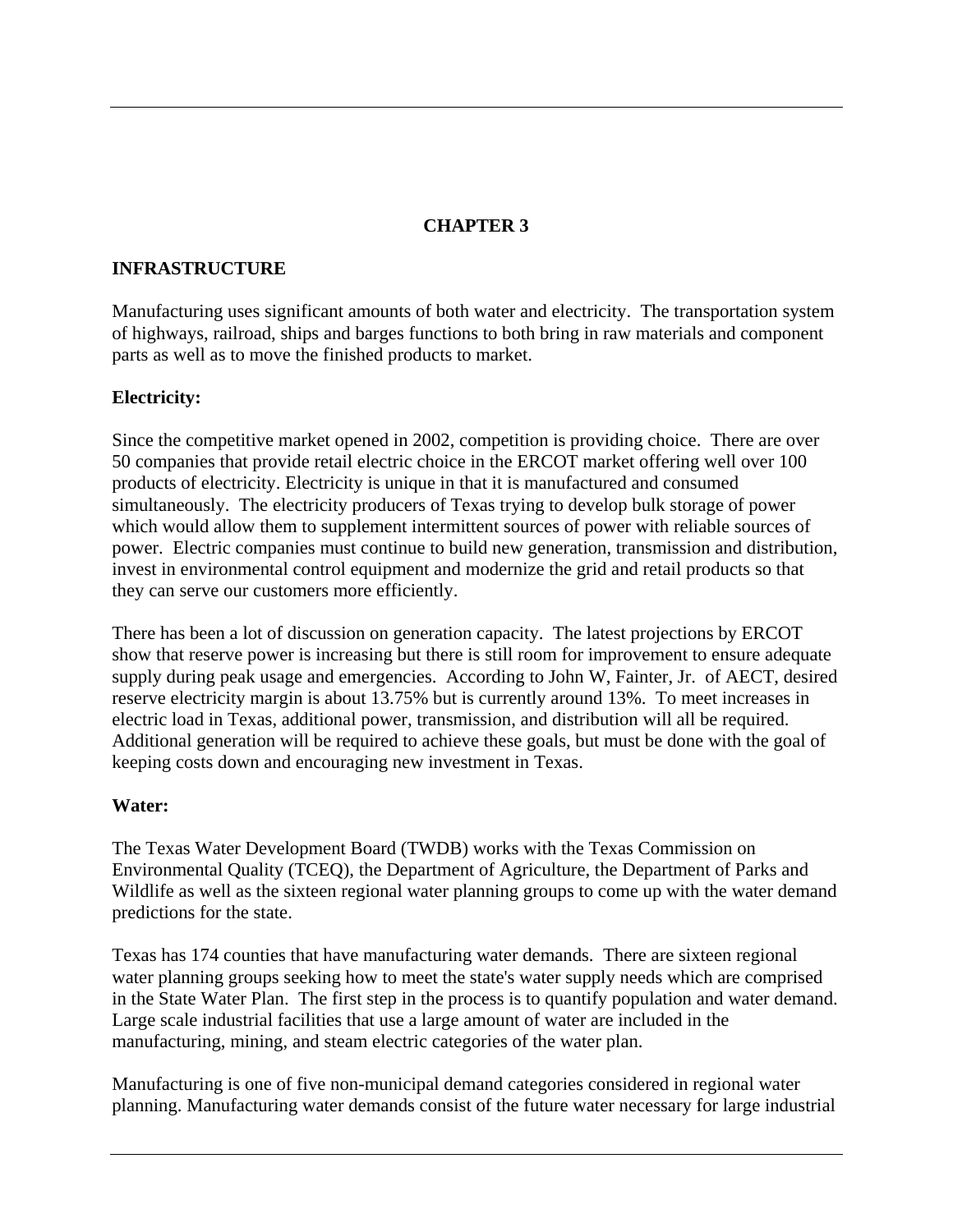## CHAPTER 3

### INFRASTRUCTURE

Manufacturing uses significant amounts of both water and electricity. The transportation system of highways, railroad, ships and barges functions to both bring in raw materials and component parts as well as to move the finished products to market.

**Electricity:**

Since the competitive market opened in 2002, competition is providing choice. There are over 50 companies that provide retail electric choice in the ERCOT market offering well over 100 products of electricity. Electricity is unique in that it is manufactured and consumed simultaneously. The electricity producers of Texas trying to develop bulk storage of power which would allow them to supplement intermittent sources of power with reliable sources of power. Electric companies must continue to build new generation, transmission and distribution, invest in environmental control equipment and modernize the grid and retail products so that they can serve our customers more efficiently.

There has been a lot of discussion on generation capacity. The latest projections by ERCOT show that reserve power is increasing but there is still room for improvement to ensure adequate supply during peak usage and emergencies. According to John W, Fainter, Jr. of AECT, desired reserve electricity margin is about 13.75% but is currently around 13%. To meet increases in electric load in Texas, additional power, transmission, and distribution will all be required. Additional generation will be required to achieve these goals, but must be done with the goal of keeping costs down and encouraging new investment in Texas.

**Water:**

The Texas Water Development Board (TWDB) works with the Texas Commission on Environmental Quality (TCEQ), the Department of Agriculture, the Department of Parks and Wildlife as well as the sixteen regional water planning groups to come up with the water demand predictions for the state.

Texas has 174 counties that have manufacturing water demands. There are sixteen regional water planning groups seeking how to meet the state's water supply needs which are comprised in the State Water Plan. The first step in the process is to quantify population and water demand. Large scale industrial facilities that use a large amount of water are included in the manufacturing, mining, and steam electric categories of the water plan.

Manufacturing is one of five non-municipal demand categories considered in regional water planning. Manufacturing water demands consist of the future water necessary for large industrial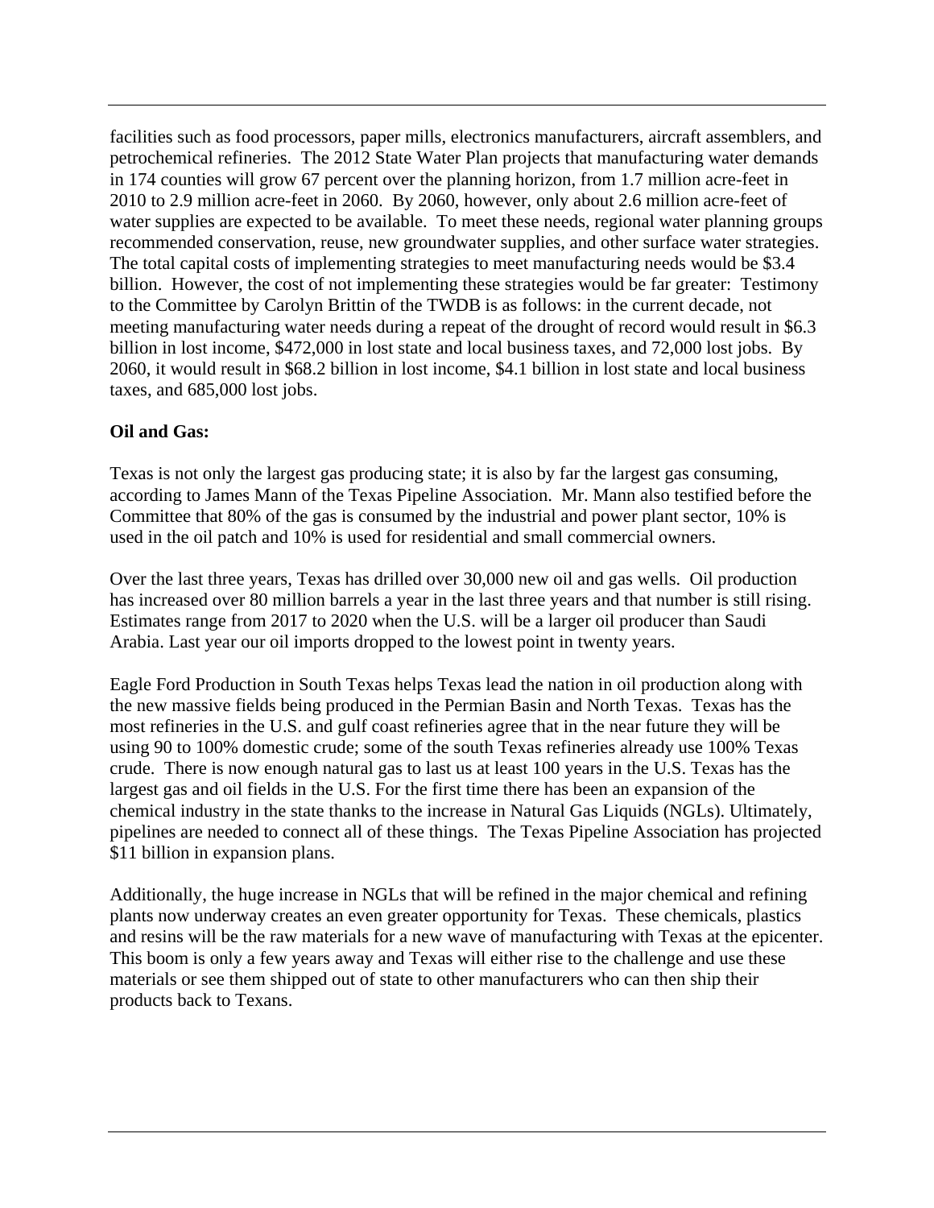facilities such as food processors, paper mills, electronics manufacturers, aircraft assemblers, and petrochemical refineries. The 2012 State Water Plan projects that manufacturing water demands in 174 counties will grow 67 percent over the planning horizon, from 1.7 million acre-feet in 2010 to 2.9 million acre-feet in 2060. By 2060, however, only about 2.6 million acre-feet of water supplies are expected to be available. To meet these needs, regional water planning groups recommended conservation, reuse, new groundwater supplies, and other surface water strategies. The total capital costs of implementing strategies to meet manufacturing needs would be $3.4 billion. However, the cost of not implementing these strategies would be far greater: Testimony to the Committee by Carolyn Brittin of the TWDB is as follows: in the current decade, not meeting manufacturing water needs during a repeat of the drought of record would result in $6.3 billion in lost income, $472,000 in lost state and local business taxes, and 72,000 lost jobs. By 2060, it would result in $68.2 billion in lost income, $4.1 billion in lost state and local business taxes, and 685,000 lost jobs.

**Oil and Gas:**

Texas is not only the largest gas producing state; it is also by far the largest gas consuming, according to James Mann of the Texas Pipeline Association. Mr. Mann also testified before the Committee that 80% of the gas is consumed by the industrial and power plant sector, 10% is used in the oil patch and 10% is used for residential and small commercial owners.

Over the last three years, Texas has drilled over 30,000 new oil and gas wells. Oil production has increased over 80 million barrels a year in the last three years and that number is still rising. Estimates range from 2017 to 2020 when the U.S. will be a larger oil producer than Saudi Arabia. Last year our oil imports dropped to the lowest point in twenty years.

Eagle Ford Production in South Texas helps Texas lead the nation in oil production along with the new massive fields being produced in the Permian Basin and North Texas. Texas has the most refineries in the U.S. and gulf coast refineries agree that in the near future they will be using 90 to 100% domestic crude; some of the south Texas refineries already use 100% Texas crude. There is now enough natural gas to last us at least 100 years in the U.S. Texas has the largest gas and oil fields in the U.S. For the first time there has been an expansion of the chemical industry in the state thanks to the increase in Natural Gas Liquids (NGLs). Ultimately, pipelines are needed to connect all of these things. The Texas Pipeline Association has projected $11 billion in expansion plans.

Additionally, the huge increase in NGLs that will be refined in the major chemical and refining plants now underway creates an even greater opportunity for Texas. These chemicals, plastics and resins will be the raw materials for a new wave of manufacturing with Texas at the epicenter. This boom is only a few years away and Texas will either rise to the challenge and use these materials or see them shipped out of state to other manufacturers who can then ship their products back to Texans.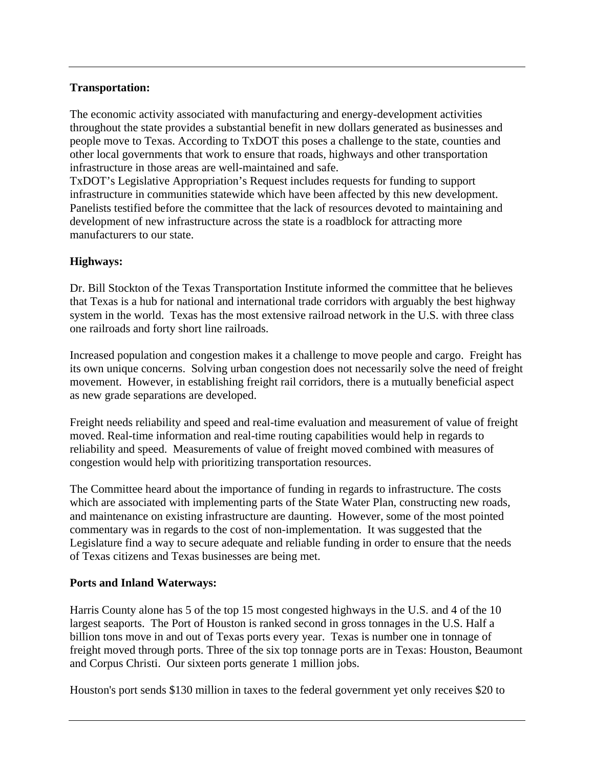**Transportation:**

The economic activity associated with manufacturing and energy-development activities throughout the state provides a substantial benefit in new dollars generated as businesses and people move to Texas. According to TxDOT this poses a challenge to the state, counties and other local governments that work to ensure that roads, highways and other transportation infrastructure in those areas are well-maintained and safe.
TxDOT's Legislative Appropriation's Request includes requests for funding to support infrastructure in communities statewide which have been affected by this new development. Panelists testified before the committee that the lack of resources devoted to maintaining and development of new infrastructure across the state is a roadblock for attracting more manufacturers to our state.

**Highways:**

Dr. Bill Stockton of the Texas Transportation Institute informed the committee that he believes that Texas is a hub for national and international trade corridors with arguably the best highway system in the world. Texas has the most extensive railroad network in the U.S. with three class one railroads and forty short line railroads.

Increased population and congestion makes it a challenge to move people and cargo. Freight has its own unique concerns. Solving urban congestion does not necessarily solve the need of freight movement. However, in establishing freight rail corridors, there is a mutually beneficial aspect as new grade separations are developed.

Freight needs reliability and speed and real-time evaluation and measurement of value of freight moved. Real-time information and real-time routing capabilities would help in regards to reliability and speed. Measurements of value of freight moved combined with measures of congestion would help with prioritizing transportation resources.

The Committee heard about the importance of funding in regards to infrastructure. The costs which are associated with implementing parts of the State Water Plan, constructing new roads, and maintenance on existing infrastructure are daunting. However, some of the most pointed commentary was in regards to the cost of non-implementation. It was suggested that the Legislature find a way to secure adequate and reliable funding in order to ensure that the needs of Texas citizens and Texas businesses are being met.

**Ports and Inland Waterways:**

Harris County alone has 5 of the top 15 most congested highways in the U.S. and 4 of the 10 largest seaports. The Port of Houston is ranked second in gross tonnages in the U.S. Half a billion tons move in and out of Texas ports every year. Texas is number one in tonnage of freight moved through ports. Three of the six top tonnage ports are in Texas: Houston, Beaumont and Corpus Christi. Our sixteen ports generate 1 million jobs.

Houston's port sends $130 million in taxes to the federal government yet only receives $20 to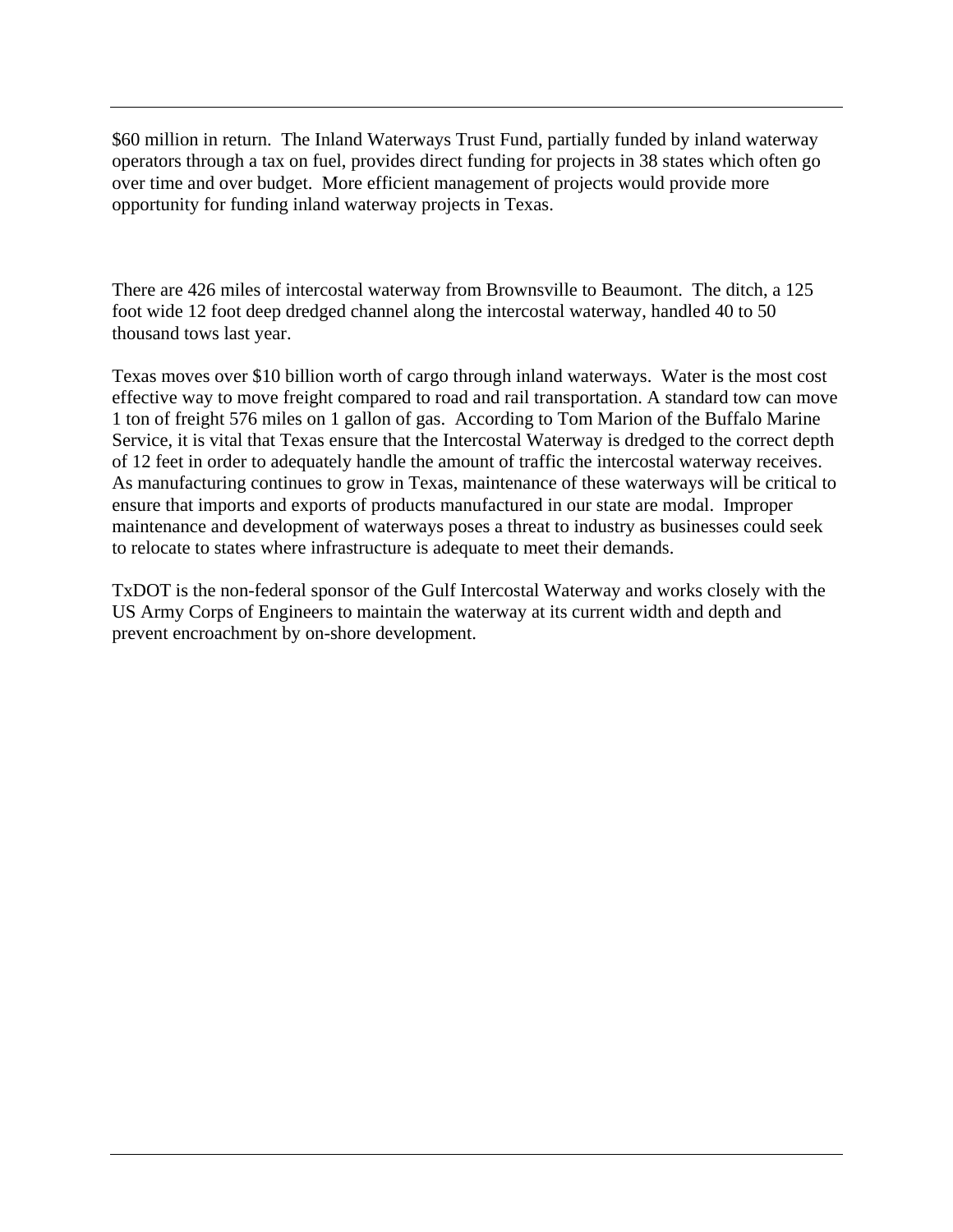$60 million in return. The Inland Waterways Trust Fund, partially funded by inland waterway operators through a tax on fuel, provides direct funding for projects in 38 states which often go over time and over budget. More efficient management of projects would provide more opportunity for funding inland waterway projects in Texas.

There are 426 miles of intercostal waterway from Brownsville to Beaumont. The ditch, a 125 foot wide 12 foot deep dredged channel along the intercostal waterway, handled 40 to 50 thousand tows last year.

Texas moves over $10 billion worth of cargo through inland waterways. Water is the most cost effective way to move freight compared to road and rail transportation. A standard tow can move 1 ton of freight 576 miles on 1 gallon of gas. According to Tom Marion of the Buffalo Marine Service, it is vital that Texas ensure that the Intercostal Waterway is dredged to the correct depth of 12 feet in order to adequately handle the amount of traffic the intercostal waterway receives. As manufacturing continues to grow in Texas, maintenance of these waterways will be critical to ensure that imports and exports of products manufactured in our state are modal. Improper maintenance and development of waterways poses a threat to industry as businesses could seek to relocate to states where infrastructure is adequate to meet their demands.

TxDOT is the non-federal sponsor of the Gulf Intercostal Waterway and works closely with the US Army Corps of Engineers to maintain the waterway at its current width and depth and prevent encroachment by on-shore development.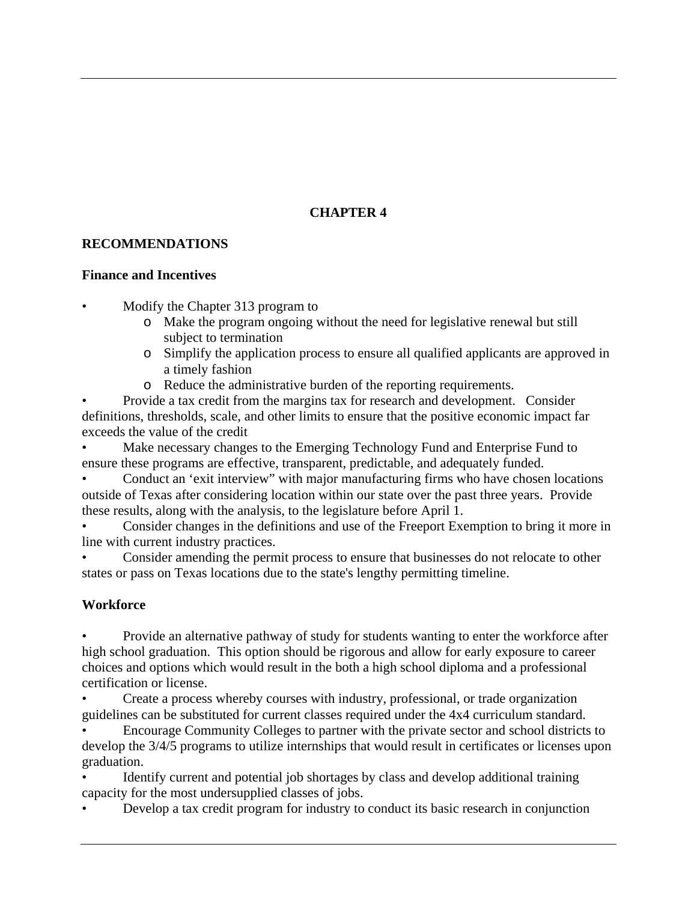# CHAPTER 4

## RECOMMENDATIONS

### Finance and Incentives

- Modify the Chapter 313 program to
  - Make the program ongoing without the need for legislative renewal but still subject to termination
  - Simplify the application process to ensure all qualified applicants are approved in a timely fashion
  - Reduce the administrative burden of the reporting requirements.
- Provide a tax credit from the margins tax for research and development. Consider definitions, thresholds, scale, and other limits to ensure that the positive economic impact far exceeds the value of the credit
- Make necessary changes to the Emerging Technology Fund and Enterprise Fund to ensure these programs are effective, transparent, predictable, and adequately funded.
- Conduct an 'exit interview" with major manufacturing firms who have chosen locations outside of Texas after considering location within our state over the past three years. Provide these results, along with the analysis, to the legislature before April 1.
- Consider changes in the definitions and use of the Freeport Exemption to bring it more in line with current industry practices.
- Consider amending the permit process to ensure that businesses do not relocate to other states or pass on Texas locations due to the state's lengthy permitting timeline.

### Workforce

- Provide an alternative pathway of study for students wanting to enter the workforce after high school graduation. This option should be rigorous and allow for early exposure to career choices and options which would result in the both a high school diploma and a professional certification or license.
- Create a process whereby courses with industry, professional, or trade organization guidelines can be substituted for current classes required under the 4x4 curriculum standard.
- Encourage Community Colleges to partner with the private sector and school districts to develop the 3/4/5 programs to utilize internships that would result in certificates or licenses upon graduation.
- Identify current and potential job shortages by class and develop additional training capacity for the most undersupplied classes of jobs.
- Develop a tax credit program for industry to conduct its basic research in conjunction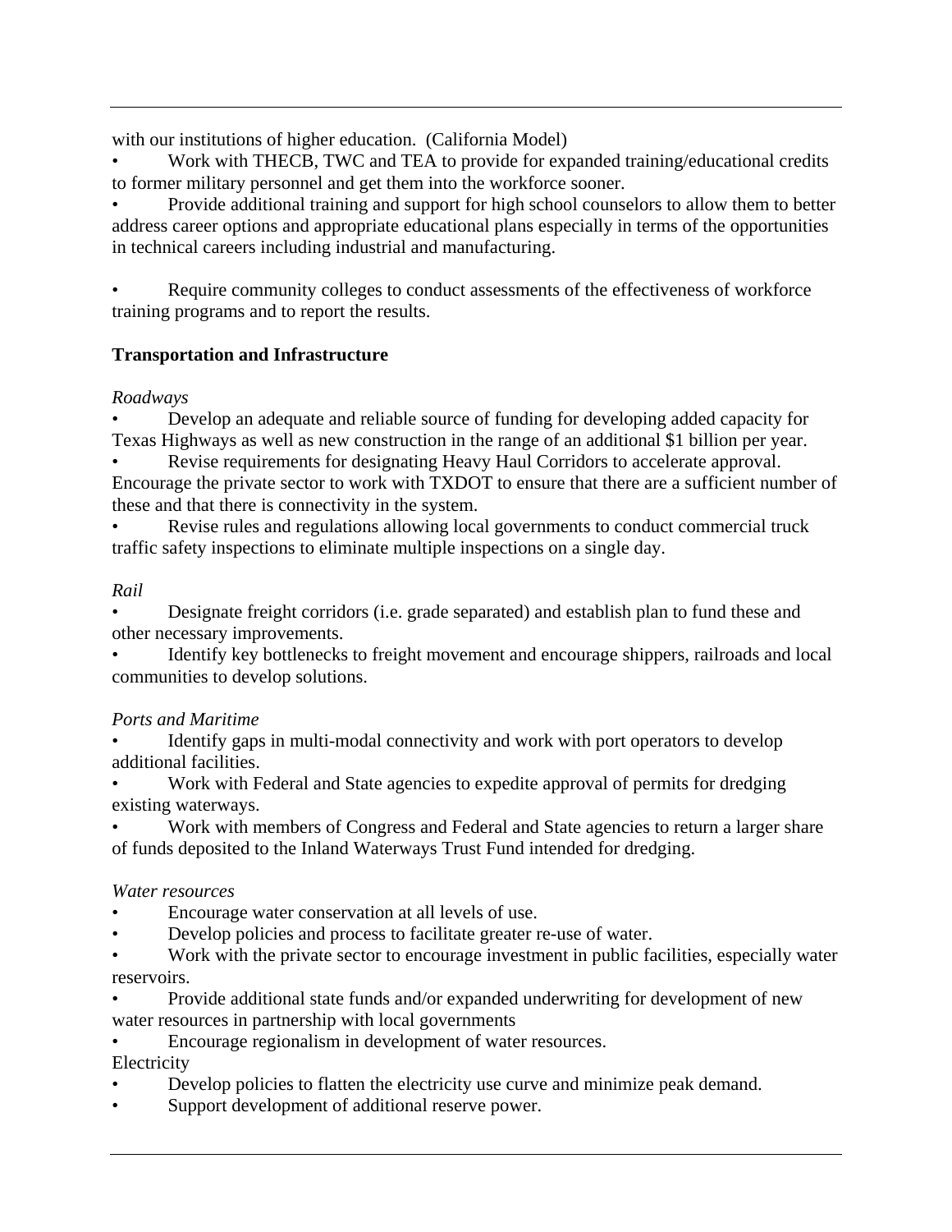with our institutions of higher education. (California Model)

- Work with THECB, TWC and TEA to provide for expanded training/educational credits to former military personnel and get them into the workforce sooner.
- Provide additional training and support for high school counselors to allow them to better address career options and appropriate educational plans especially in terms of the opportunities in technical careers including industrial and manufacturing.

- Require community colleges to conduct assessments of the effectiveness of workforce training programs and to report the results.

**Transportation and Infrastructure**

*Roadways*

- Develop an adequate and reliable source of funding for developing added capacity for Texas Highways as well as new construction in the range of an additional $1 billion per year.
- Revise requirements for designating Heavy Haul Corridors to accelerate approval. Encourage the private sector to work with TXDOT to ensure that there are a sufficient number of these and that there is connectivity in the system.
- Revise rules and regulations allowing local governments to conduct commercial truck traffic safety inspections to eliminate multiple inspections on a single day.

*Rail*

- Designate freight corridors (i.e. grade separated) and establish plan to fund these and other necessary improvements.
- Identify key bottlenecks to freight movement and encourage shippers, railroads and local communities to develop solutions.

*Ports and Maritime*

- Identify gaps in multi-modal connectivity and work with port operators to develop additional facilities.
- Work with Federal and State agencies to expedite approval of permits for dredging existing waterways.
- Work with members of Congress and Federal and State agencies to return a larger share of funds deposited to the Inland Waterways Trust Fund intended for dredging.

*Water resources*

- Encourage water conservation at all levels of use.
- Develop policies and process to facilitate greater re-use of water.
- Work with the private sector to encourage investment in public facilities, especially water reservoirs.
- Provide additional state funds and/or expanded underwriting for development of new water resources in partnership with local governments
- Encourage regionalism in development of water resources.

Electricity

- Develop policies to flatten the electricity use curve and minimize peak demand.
- Support development of additional reserve power.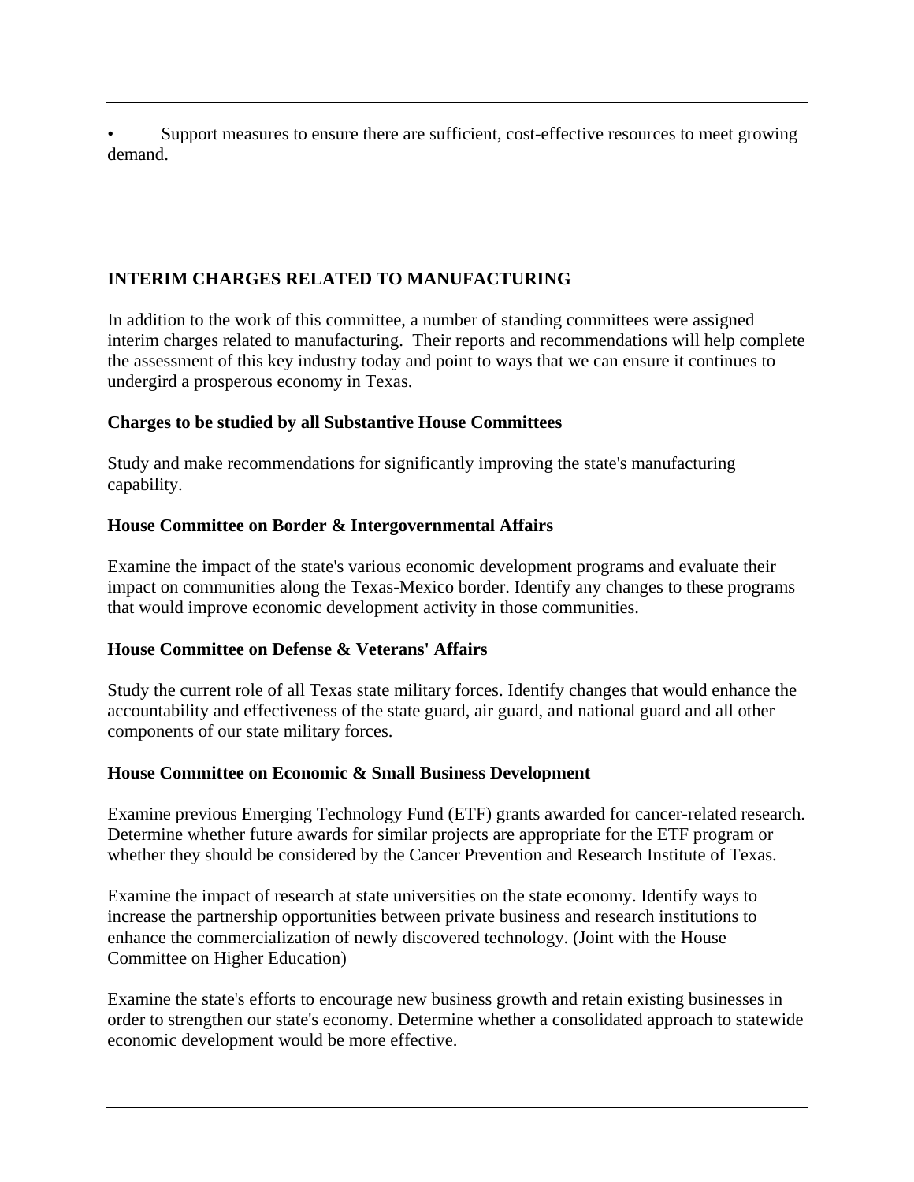- Support measures to ensure there are sufficient, cost-effective resources to meet growing demand.

## INTERIM CHARGES RELATED TO MANUFACTURING

In addition to the work of this committee, a number of standing committees were assigned interim charges related to manufacturing. Their reports and recommendations will help complete the assessment of this key industry today and point to ways that we can ensure it continues to undergird a prosperous economy in Texas.

### Charges to be studied by all Substantive House Committees

Study and make recommendations for significantly improving the state's manufacturing capability.

### House Committee on Border & Intergovernmental Affairs

Examine the impact of the state's various economic development programs and evaluate their impact on communities along the Texas-Mexico border. Identify any changes to these programs that would improve economic development activity in those communities.

### House Committee on Defense & Veterans' Affairs

Study the current role of all Texas state military forces. Identify changes that would enhance the accountability and effectiveness of the state guard, air guard, and national guard and all other components of our state military forces.

### House Committee on Economic & Small Business Development

Examine previous Emerging Technology Fund (ETF) grants awarded for cancer-related research. Determine whether future awards for similar projects are appropriate for the ETF program or whether they should be considered by the Cancer Prevention and Research Institute of Texas.

Examine the impact of research at state universities on the state economy. Identify ways to increase the partnership opportunities between private business and research institutions to enhance the commercialization of newly discovered technology. (Joint with the House Committee on Higher Education)

Examine the state's efforts to encourage new business growth and retain existing businesses in order to strengthen our state's economy. Determine whether a consolidated approach to statewide economic development would be more effective.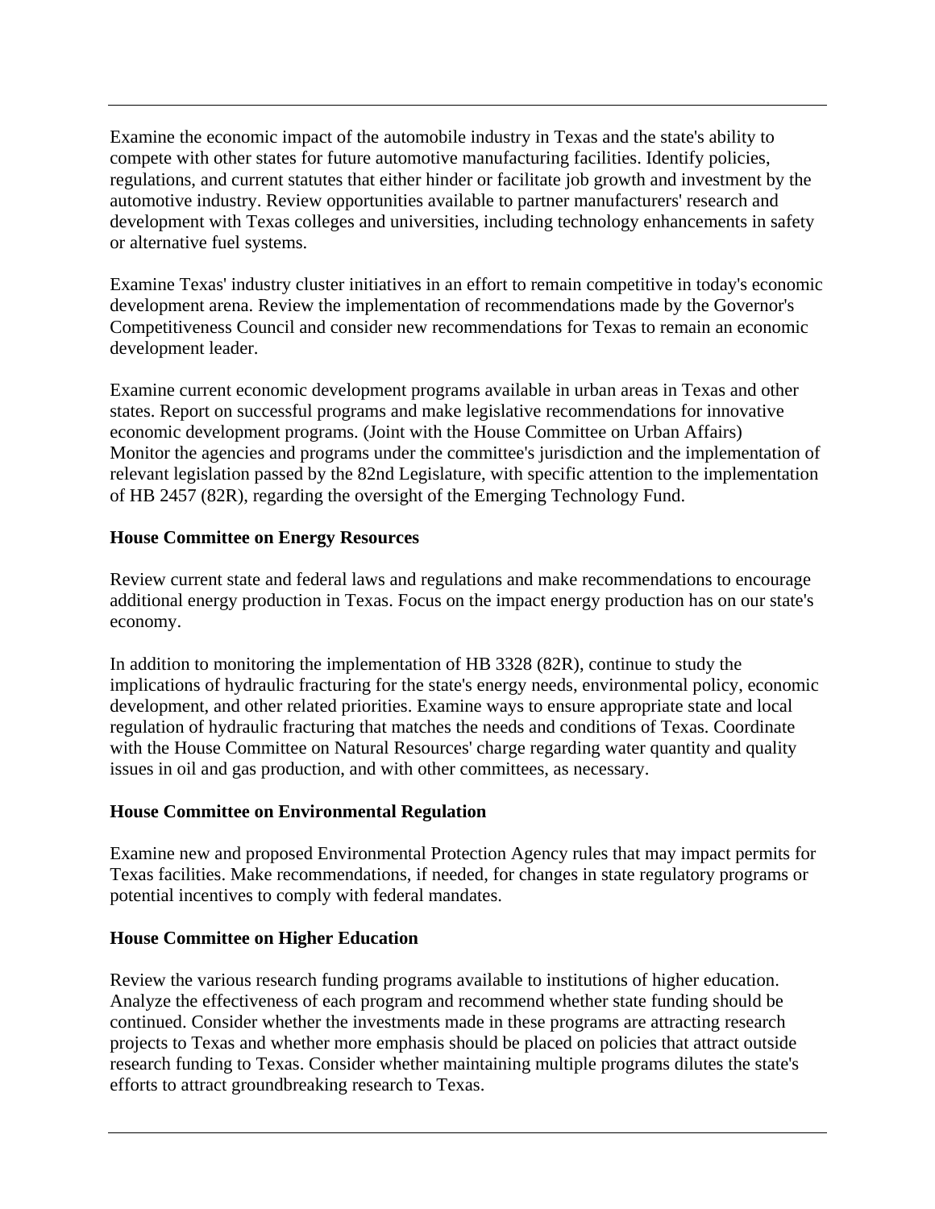Examine the economic impact of the automobile industry in Texas and the state's ability to compete with other states for future automotive manufacturing facilities. Identify policies, regulations, and current statutes that either hinder or facilitate job growth and investment by the automotive industry. Review opportunities available to partner manufacturers' research and development with Texas colleges and universities, including technology enhancements in safety or alternative fuel systems.

Examine Texas' industry cluster initiatives in an effort to remain competitive in today's economic development arena. Review the implementation of recommendations made by the Governor's Competitiveness Council and consider new recommendations for Texas to remain an economic development leader.

Examine current economic development programs available in urban areas in Texas and other states. Report on successful programs and make legislative recommendations for innovative economic development programs. (Joint with the House Committee on Urban Affairs)
Monitor the agencies and programs under the committee's jurisdiction and the implementation of relevant legislation passed by the 82nd Legislature, with specific attention to the implementation of HB 2457 (82R), regarding the oversight of the Emerging Technology Fund.

**House Committee on Energy Resources**

Review current state and federal laws and regulations and make recommendations to encourage additional energy production in Texas. Focus on the impact energy production has on our state's economy.

In addition to monitoring the implementation of HB 3328 (82R), continue to study the implications of hydraulic fracturing for the state's energy needs, environmental policy, economic development, and other related priorities. Examine ways to ensure appropriate state and local regulation of hydraulic fracturing that matches the needs and conditions of Texas. Coordinate with the House Committee on Natural Resources' charge regarding water quantity and quality issues in oil and gas production, and with other committees, as necessary.

**House Committee on Environmental Regulation**

Examine new and proposed Environmental Protection Agency rules that may impact permits for Texas facilities. Make recommendations, if needed, for changes in state regulatory programs or potential incentives to comply with federal mandates.

**House Committee on Higher Education**

Review the various research funding programs available to institutions of higher education. Analyze the effectiveness of each program and recommend whether state funding should be continued. Consider whether the investments made in these programs are attracting research projects to Texas and whether more emphasis should be placed on policies that attract outside research funding to Texas. Consider whether maintaining multiple programs dilutes the state's efforts to attract groundbreaking research to Texas.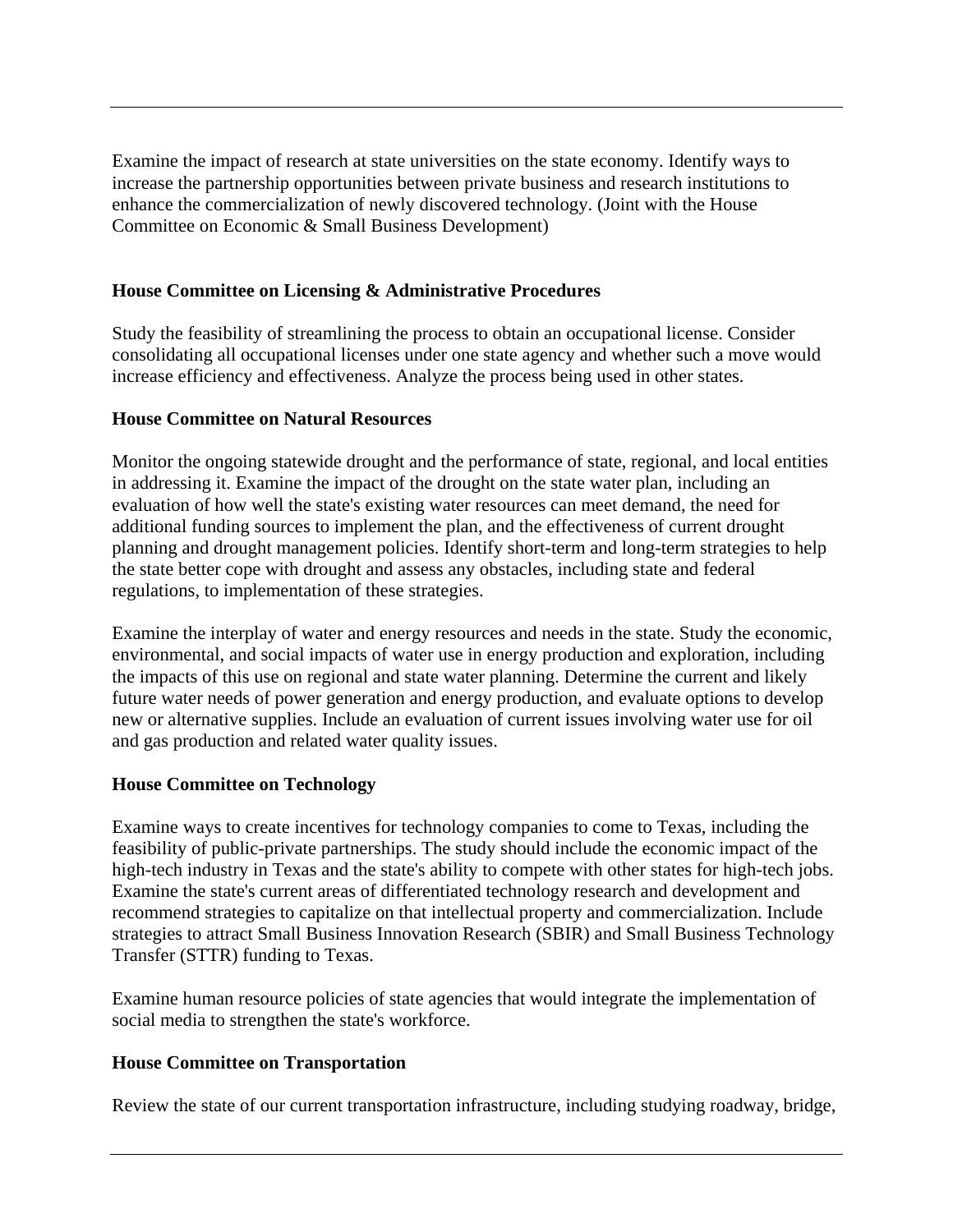Examine the impact of research at state universities on the state economy. Identify ways to increase the partnership opportunities between private business and research institutions to enhance the commercialization of newly discovered technology. (Joint with the House Committee on Economic & Small Business Development)

**House Committee on Licensing & Administrative Procedures**

Study the feasibility of streamlining the process to obtain an occupational license. Consider consolidating all occupational licenses under one state agency and whether such a move would increase efficiency and effectiveness. Analyze the process being used in other states.

**House Committee on Natural Resources**

Monitor the ongoing statewide drought and the performance of state, regional, and local entities in addressing it. Examine the impact of the drought on the state water plan, including an evaluation of how well the state's existing water resources can meet demand, the need for additional funding sources to implement the plan, and the effectiveness of current drought planning and drought management policies. Identify short-term and long-term strategies to help the state better cope with drought and assess any obstacles, including state and federal regulations, to implementation of these strategies.

Examine the interplay of water and energy resources and needs in the state. Study the economic, environmental, and social impacts of water use in energy production and exploration, including the impacts of this use on regional and state water planning. Determine the current and likely future water needs of power generation and energy production, and evaluate options to develop new or alternative supplies. Include an evaluation of current issues involving water use for oil and gas production and related water quality issues.

**House Committee on Technology**

Examine ways to create incentives for technology companies to come to Texas, including the feasibility of public-private partnerships. The study should include the economic impact of the high-tech industry in Texas and the state's ability to compete with other states for high-tech jobs. Examine the state's current areas of differentiated technology research and development and recommend strategies to capitalize on that intellectual property and commercialization. Include strategies to attract Small Business Innovation Research (SBIR) and Small Business Technology Transfer (STTR) funding to Texas.

Examine human resource policies of state agencies that would integrate the implementation of social media to strengthen the state's workforce.

**House Committee on Transportation**

Review the state of our current transportation infrastructure, including studying roadway, bridge,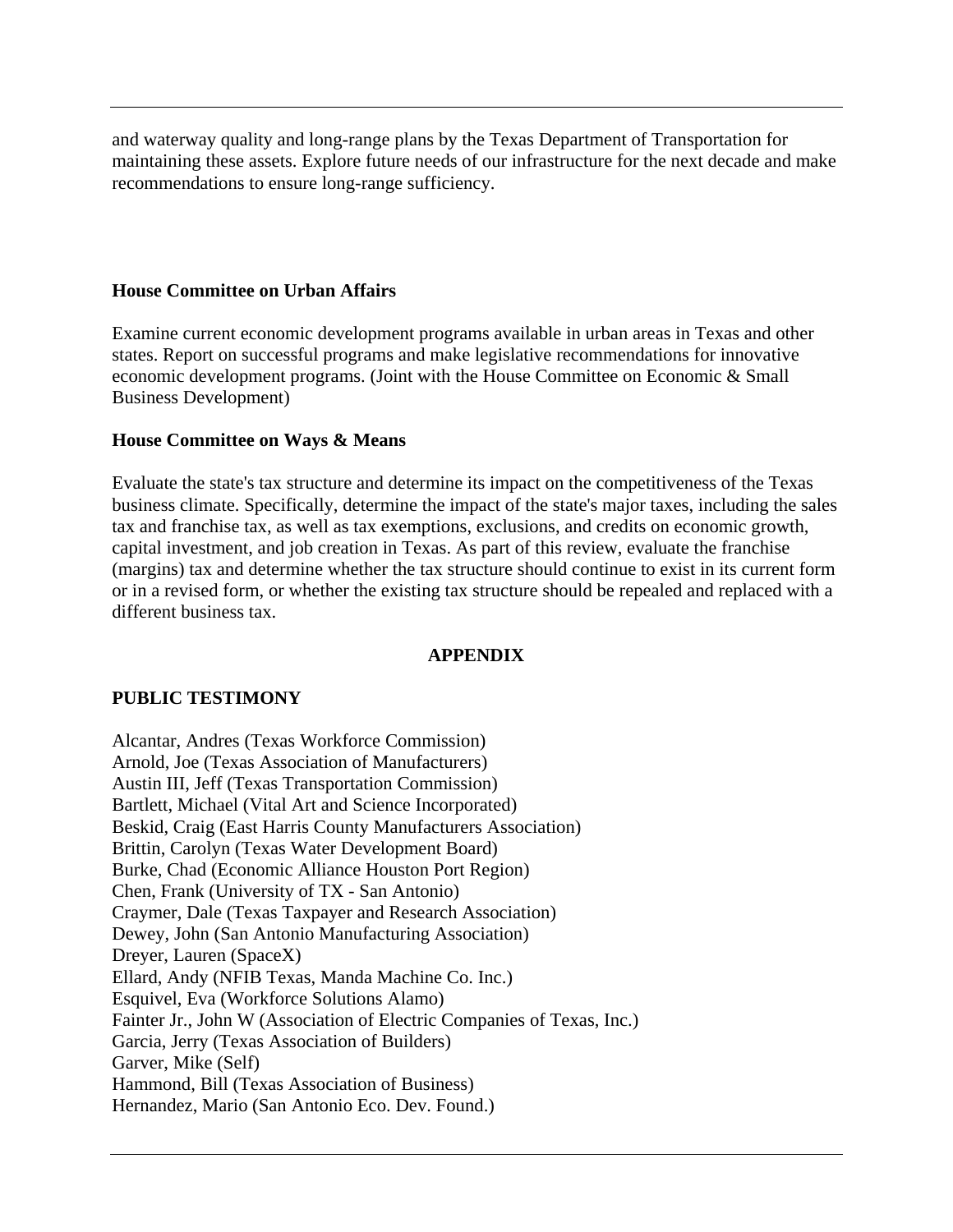and waterway quality and long-range plans by the Texas Department of Transportation for maintaining these assets. Explore future needs of our infrastructure for the next decade and make recommendations to ensure long-range sufficiency.

**House Committee on Urban Affairs**

Examine current economic development programs available in urban areas in Texas and other states. Report on successful programs and make legislative recommendations for innovative economic development programs. (Joint with the House Committee on Economic & Small Business Development)

**House Committee on Ways & Means**

Evaluate the state's tax structure and determine its impact on the competitiveness of the Texas business climate. Specifically, determine the impact of the state's major taxes, including the sales tax and franchise tax, as well as tax exemptions, exclusions, and credits on economic growth, capital investment, and job creation in Texas. As part of this review, evaluate the franchise (margins) tax and determine whether the tax structure should continue to exist in its current form or in a revised form, or whether the existing tax structure should be repealed and replaced with a different business tax.

## APPENDIX

### PUBLIC TESTIMONY

Alcantar, Andres (Texas Workforce Commission)
Arnold, Joe (Texas Association of Manufacturers)
Austin III, Jeff (Texas Transportation Commission)
Bartlett, Michael (Vital Art and Science Incorporated)
Beskid, Craig (East Harris County Manufacturers Association)
Brittin, Carolyn (Texas Water Development Board)
Burke, Chad (Economic Alliance Houston Port Region)
Chen, Frank (University of TX - San Antonio)
Craymer, Dale (Texas Taxpayer and Research Association)
Dewey, John (San Antonio Manufacturing Association)
Dreyer, Lauren (SpaceX)
Ellard, Andy (NFIB Texas, Manda Machine Co. Inc.)
Esquivel, Eva (Workforce Solutions Alamo)
Fainter Jr., John W (Association of Electric Companies of Texas, Inc.)
Garcia, Jerry (Texas Association of Builders)
Garver, Mike (Self)
Hammond, Bill (Texas Association of Business)
Hernandez, Mario (San Antonio Eco. Dev. Found.)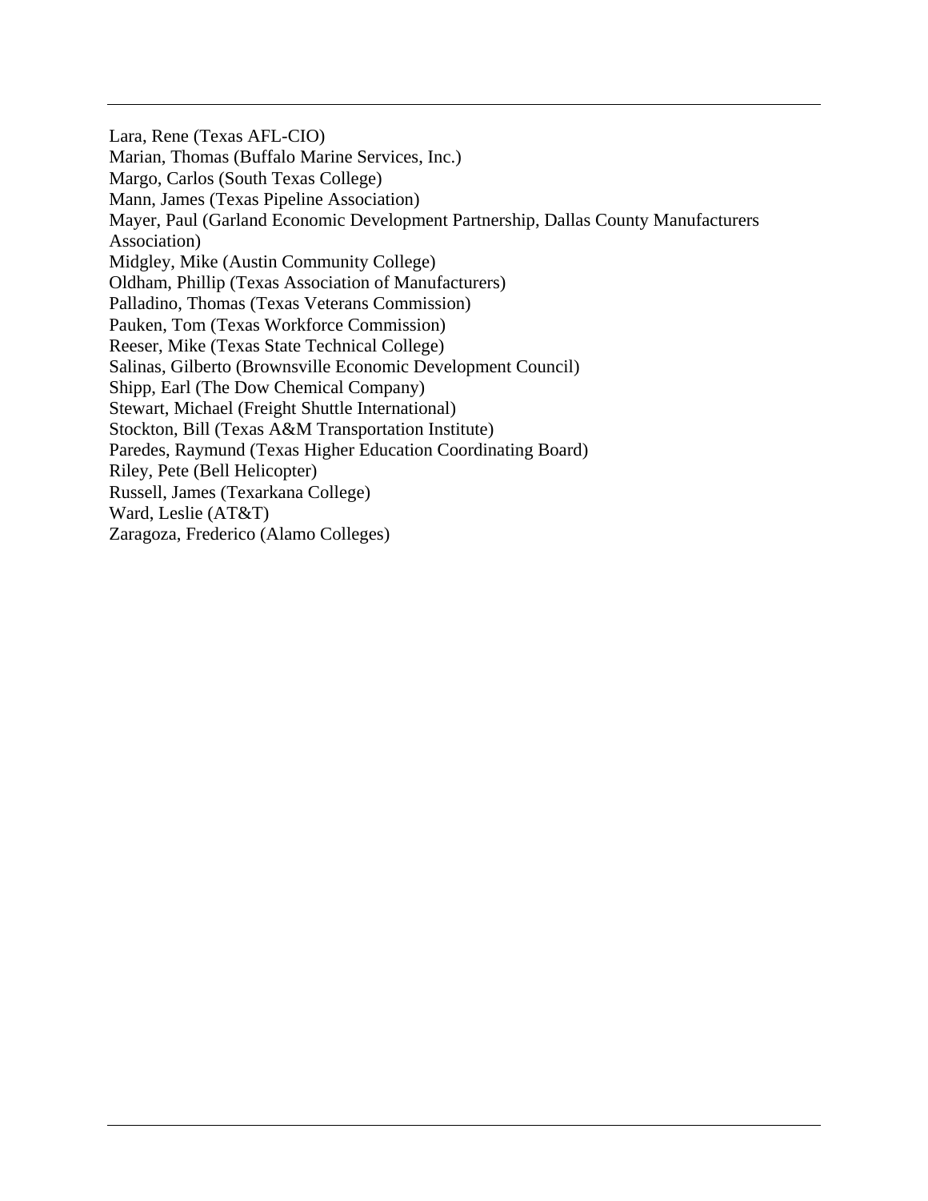Lara, Rene (Texas AFL-CIO)
Marian, Thomas (Buffalo Marine Services, Inc.)
Margo, Carlos (South Texas College)
Mann, James (Texas Pipeline Association)
Mayer, Paul (Garland Economic Development Partnership, Dallas County Manufacturers Association)
Midgley, Mike (Austin Community College)
Oldham, Phillip (Texas Association of Manufacturers)
Palladino, Thomas (Texas Veterans Commission)
Pauken, Tom (Texas Workforce Commission)
Reeser, Mike (Texas State Technical College)
Salinas, Gilberto (Brownsville Economic Development Council)
Shipp, Earl (The Dow Chemical Company)
Stewart, Michael (Freight Shuttle International)
Stockton, Bill (Texas A&M Transportation Institute)
Paredes, Raymund (Texas Higher Education Coordinating Board)
Riley, Pete (Bell Helicopter)
Russell, James (Texarkana College)
Ward, Leslie (AT&T)
Zaragoza, Frederico (Alamo Colleges)